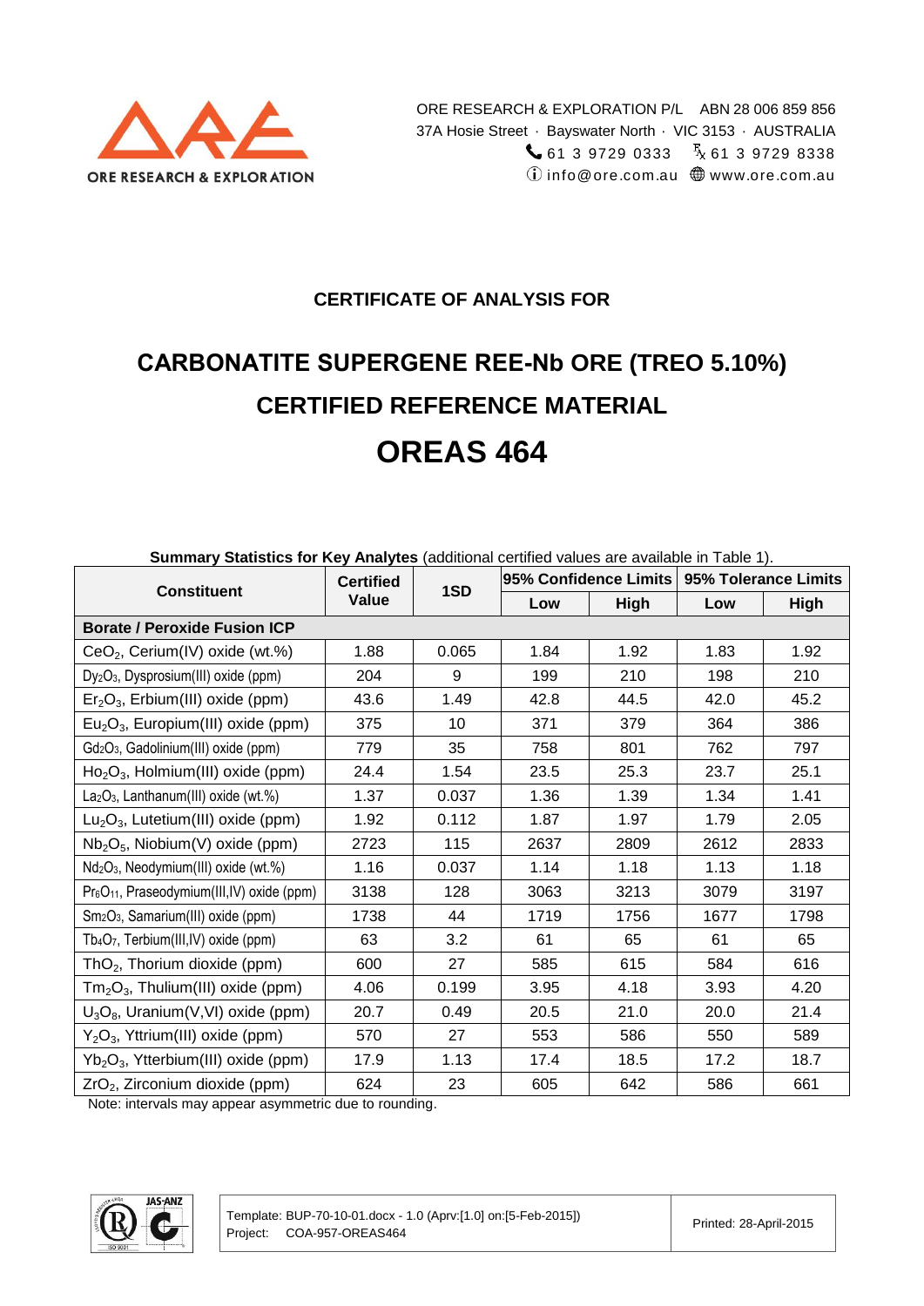ORE RESEARCH & EXPLORATION P/L ABN 28 006 859 856
37A Hosie Street · Bayswater North · VIC 3153 · AUSTRALIA
61 3 9729 0333 Fx 61 3 9729 8338
info@ore.com.au www.ore.com.au

### CERTIFICATE OF ANALYSIS FOR

# CARBONATITE SUPERGENE REE-Nb ORE (TREO 5.10%)
# CERTIFIED REFERENCE MATERIAL
# OREAS 464

**Summary Statistics for Key Analytes** (additional certified values are available in Table 1).

| Constituent | Certified Value | 1SD | 95% Confidence Limits | | 95% Tolerance Limits | |
|---|---|---|---|---|---|---|
| | | | Low | High | Low | High |
| **Borate / Peroxide Fusion ICP** | | | | | | |
| $CeO_2$, Cerium(IV) oxide (wt.%) | 1.88 | 0.065 | 1.84 | 1.92 | 1.83 | 1.92 |
| $Dy_2O_3$, Dysprosium(III) oxide (ppm) | 204 | 9 | 199 | 210 | 198 | 210 |
| $Er_2O_3$, Erbium(III) oxide (ppm) | 43.6 | 1.49 | 42.8 | 44.5 | 42.0 | 45.2 |
| $Eu_2O_3$, Europium(III) oxide (ppm) | 375 | 10 | 371 | 379 | 364 | 386 |
| $Gd_2O_3$, Gadolinium(III) oxide (ppm) | 779 | 35 | 758 | 801 | 762 | 797 |
| $Ho_2O_3$, Holmium(III) oxide (ppm) | 24.4 | 1.54 | 23.5 | 25.3 | 23.7 | 25.1 |
| $La_2O_3$, Lanthanum(III) oxide (wt.%) | 1.37 | 0.037 | 1.36 | 1.39 | 1.34 | 1.41 |
| $Lu_2O_3$, Lutetium(III) oxide (ppm) | 1.92 | 0.112 | 1.87 | 1.97 | 1.79 | 2.05 |
| $Nb_2O_5$, Niobium(V) oxide (ppm) | 2723 | 115 | 2637 | 2809 | 2612 | 2833 |
| $Nd_2O_3$, Neodymium(III) oxide (wt.%) | 1.16 | 0.037 | 1.14 | 1.18 | 1.13 | 1.18 |
| $Pr_6O_{11}$, Praseodymium(III,IV) oxide (ppm) | 3138 | 128 | 3063 | 3213 | 3079 | 3197 |
| $Sm_2O_3$, Samarium(III) oxide (ppm) | 1738 | 44 | 1719 | 1756 | 1677 | 1798 |
| $Tb_4O_7$, Terbium(III,IV) oxide (ppm) | 63 | 3.2 | 61 | 65 | 61 | 65 |
| $ThO_2$, Thorium dioxide (ppm) | 600 | 27 | 585 | 615 | 584 | 616 |
| $Tm_2O_3$, Thulium(III) oxide (ppm) | 4.06 | 0.199 | 3.95 | 4.18 | 3.93 | 4.20 |
| $U_3O_8$, Uranium(V,VI) oxide (ppm) | 20.7 | 0.49 | 20.5 | 21.0 | 20.0 | 21.4 |
| $Y_2O_3$, Yttrium(III) oxide (ppm) | 570 | 27 | 553 | 586 | 550 | 589 |
| $Yb_2O_3$, Ytterbium(III) oxide (ppm) | 17.9 | 1.13 | 17.4 | 18.5 | 17.2 | 18.7 |
| $ZrO_2$, Zirconium dioxide (ppm) | 624 | 23 | 605 | 642 | 586 | 661 |

Note: intervals may appear asymmetric due to rounding.

Template: BUP-70-10-01.docx - 1.0 (Aprv:[1.0] on:[5-Feb-2015])
Project: COA-957-OREAS464

Printed: 28-April-2015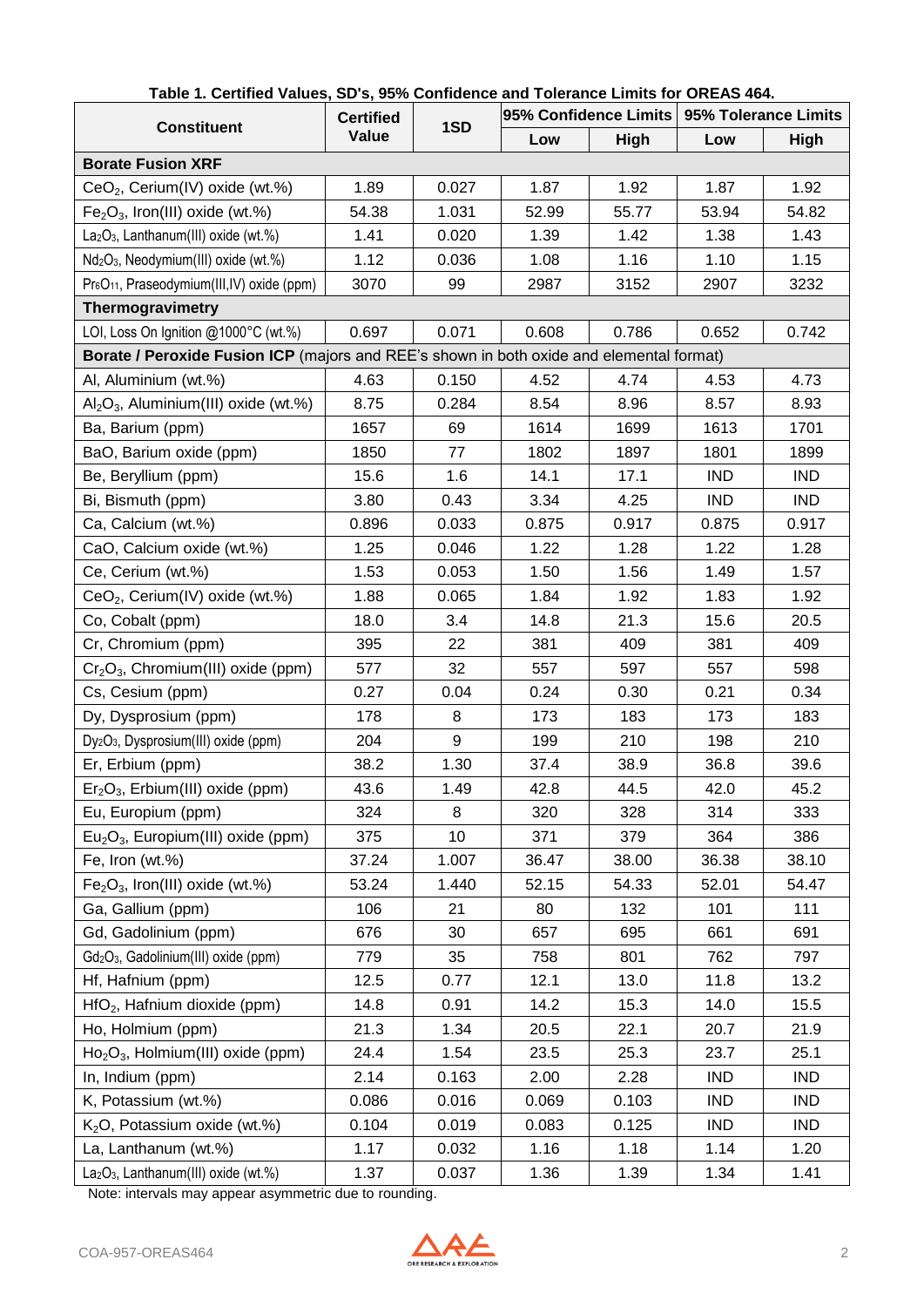**Table 1. Certified Values, SD's, 95% Confidence and Tolerance Limits for OREAS 464.**

| Constituent | Certified Value | 1SD | 95% Confidence Limits | | 95% Tolerance Limits | |
|---|---|---|---|---|---|---|
| | | | Low | High | Low | High |
| **Borate Fusion XRF** | | | | | | |
| $CeO_2$, Cerium(IV) oxide (wt.%) | 1.89 | 0.027 | 1.87 | 1.92 | 1.87 | 1.92 |
| $Fe_2O_3$, Iron(III) oxide (wt.%) | 54.38 | 1.031 | 52.99 | 55.77 | 53.94 | 54.82 |
| $La_2O_3$, Lanthanum(III) oxide (wt.%) | 1.41 | 0.020 | 1.39 | 1.42 | 1.38 | 1.43 |
| $Nd_2O_3$, Neodymium(III) oxide (wt.%) | 1.12 | 0.036 | 1.08 | 1.16 | 1.10 | 1.15 |
| $Pr_6O_{11}$, Praseodymium(III,IV) oxide (ppm) | 3070 | 99 | 2987 | 3152 | 2907 | 3232 |
| **Thermogravimetry** | | | | | | |
| LOI, Loss On Ignition @1000°C (wt.%) | 0.697 | 0.071 | 0.608 | 0.786 | 0.652 | 0.742 |
| **Borate / Peroxide Fusion ICP** (majors and REE's shown in both oxide and elemental format) | | | | | | |
| Al, Aluminium (wt.%) | 4.63 | 0.150 | 4.52 | 4.74 | 4.53 | 4.73 |
| $Al_2O_3$, Aluminium(III) oxide (wt.%) | 8.75 | 0.284 | 8.54 | 8.96 | 8.57 | 8.93 |
| Ba, Barium (ppm) | 1657 | 69 | 1614 | 1699 | 1613 | 1701 |
| BaO, Barium oxide (ppm) | 1850 | 77 | 1802 | 1897 | 1801 | 1899 |
| Be, Beryllium (ppm) | 15.6 | 1.6 | 14.1 | 17.1 | IND | IND |
| Bi, Bismuth (ppm) | 3.80 | 0.43 | 3.34 | 4.25 | IND | IND |
| Ca, Calcium (wt.%) | 0.896 | 0.033 | 0.875 | 0.917 | 0.875 | 0.917 |
| CaO, Calcium oxide (wt.%) | 1.25 | 0.046 | 1.22 | 1.28 | 1.22 | 1.28 |
| Ce, Cerium (wt.%) | 1.53 | 0.053 | 1.50 | 1.56 | 1.49 | 1.57 |
| $CeO_2$, Cerium(IV) oxide (wt.%) | 1.88 | 0.065 | 1.84 | 1.92 | 1.83 | 1.92 |
| Co, Cobalt (ppm) | 18.0 | 3.4 | 14.8 | 21.3 | 15.6 | 20.5 |
| Cr, Chromium (ppm) | 395 | 22 | 381 | 409 | 381 | 409 |
| $Cr_2O_3$, Chromium(III) oxide (ppm) | 577 | 32 | 557 | 597 | 557 | 598 |
| Cs, Cesium (ppm) | 0.27 | 0.04 | 0.24 | 0.30 | 0.21 | 0.34 |
| Dy, Dysprosium (ppm) | 178 | 8 | 173 | 183 | 173 | 183 |
| $Dy_2O_3$, Dysprosium(III) oxide (ppm) | 204 | 9 | 199 | 210 | 198 | 210 |
| Er, Erbium (ppm) | 38.2 | 1.30 | 37.4 | 38.9 | 36.8 | 39.6 |
| $Er_2O_3$, Erbium(III) oxide (ppm) | 43.6 | 1.49 | 42.8 | 44.5 | 42.0 | 45.2 |
| Eu, Europium (ppm) | 324 | 8 | 320 | 328 | 314 | 333 |
| $Eu_2O_3$, Europium(III) oxide (ppm) | 375 | 10 | 371 | 379 | 364 | 386 |
| Fe, Iron (wt.%) | 37.24 | 1.007 | 36.47 | 38.00 | 36.38 | 38.10 |
| $Fe_2O_3$, Iron(III) oxide (wt.%) | 53.24 | 1.440 | 52.15 | 54.33 | 52.01 | 54.47 |
| Ga, Gallium (ppm) | 106 | 21 | 80 | 132 | 101 | 111 |
| Gd, Gadolinium (ppm) | 676 | 30 | 657 | 695 | 661 | 691 |
| $Gd_2O_3$, Gadolinium(III) oxide (ppm) | 779 | 35 | 758 | 801 | 762 | 797 |
| Hf, Hafnium (ppm) | 12.5 | 0.77 | 12.1 | 13.0 | 11.8 | 13.2 |
| $HfO_2$, Hafnium dioxide (ppm) | 14.8 | 0.91 | 14.2 | 15.3 | 14.0 | 15.5 |
| Ho, Holmium (ppm) | 21.3 | 1.34 | 20.5 | 22.1 | 20.7 | 21.9 |
| $Ho_2O_3$, Holmium(III) oxide (ppm) | 24.4 | 1.54 | 23.5 | 25.3 | 23.7 | 25.1 |
| In, Indium (ppm) | 2.14 | 0.163 | 2.00 | 2.28 | IND | IND |
| K, Potassium (wt.%) | 0.086 | 0.016 | 0.069 | 0.103 | IND | IND |
| $K_2O$, Potassium oxide (wt.%) | 0.104 | 0.019 | 0.083 | 0.125 | IND | IND |
| La, Lanthanum (wt.%) | 1.17 | 0.032 | 1.16 | 1.18 | 1.14 | 1.20 |
| $La_2O_3$, Lanthanum(III) oxide (wt.%) | 1.37 | 0.037 | 1.36 | 1.39 | 1.34 | 1.41 |

Note: intervals may appear asymmetric due to rounding.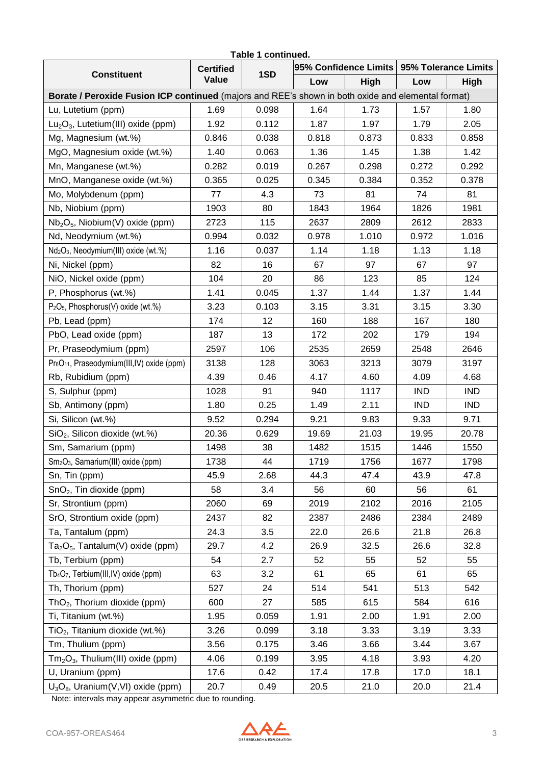**Table 1 continued.**

| Constituent | Certified Value | 1SD | 95% Confidence Limits | | 95% Tolerance Limits | |
|---|---|---|---|---|---|---|
| | | | Low | High | Low | High |
| **Borate / Peroxide Fusion ICP continued** (majors and REE's shown in both oxide and elemental format) | | | | | | |
| Lu, Lutetium (ppm) | 1.69 | 0.098 | 1.64 | 1.73 | 1.57 | 1.80 |
| $Lu_2O_3$, Lutetium(III) oxide (ppm) | 1.92 | 0.112 | 1.87 | 1.97 | 1.79 | 2.05 |
| Mg, Magnesium (wt.%) | 0.846 | 0.038 | 0.818 | 0.873 | 0.833 | 0.858 |
| MgO, Magnesium oxide (wt.%) | 1.40 | 0.063 | 1.36 | 1.45 | 1.38 | 1.42 |
| Mn, Manganese (wt.%) | 0.282 | 0.019 | 0.267 | 0.298 | 0.272 | 0.292 |
| MnO, Manganese oxide (wt.%) | 0.365 | 0.025 | 0.345 | 0.384 | 0.352 | 0.378 |
| Mo, Molybdenum (ppm) | 77 | 4.3 | 73 | 81 | 74 | 81 |
| Nb, Niobium (ppm) | 1903 | 80 | 1843 | 1964 | 1826 | 1981 |
| $Nb_2O_5$, Niobium(V) oxide (ppm) | 2723 | 115 | 2637 | 2809 | 2612 | 2833 |
| Nd, Neodymium (wt.%) | 0.994 | 0.032 | 0.978 | 1.010 | 0.972 | 1.016 |
| $Nd_2O_3$, Neodymium(III) oxide (wt.%) | 1.16 | 0.037 | 1.14 | 1.18 | 1.13 | 1.18 |
| Ni, Nickel (ppm) | 82 | 16 | 67 | 97 | 67 | 97 |
| NiO, Nickel oxide (ppm) | 104 | 20 | 86 | 123 | 85 | 124 |
| P, Phosphorus (wt.%) | 1.41 | 0.045 | 1.37 | 1.44 | 1.37 | 1.44 |
| $P_2O_5$, Phosphorus(V) oxide (wt.%) | 3.23 | 0.103 | 3.15 | 3.31 | 3.15 | 3.30 |
| Pb, Lead (ppm) | 174 | 12 | 160 | 188 | 167 | 180 |
| PbO, Lead oxide (ppm) | 187 | 13 | 172 | 202 | 179 | 194 |
| Pr, Praseodymium (ppm) | 2597 | 106 | 2535 | 2659 | 2548 | 2646 |
| $Pr_6O_{11}$, Praseodymium(III,IV) oxide (ppm) | 3138 | 128 | 3063 | 3213 | 3079 | 3197 |
| Rb, Rubidium (ppm) | 4.39 | 0.46 | 4.17 | 4.60 | 4.09 | 4.68 |
| S, Sulphur (ppm) | 1028 | 91 | 940 | 1117 | IND | IND |
| Sb, Antimony (ppm) | 1.80 | 0.25 | 1.49 | 2.11 | IND | IND |
| Si, Silicon (wt.%) | 9.52 | 0.294 | 9.21 | 9.83 | 9.33 | 9.71 |
| $SiO_2$, Silicon dioxide (wt.%) | 20.36 | 0.629 | 19.69 | 21.03 | 19.95 | 20.78 |
| Sm, Samarium (ppm) | 1498 | 38 | 1482 | 1515 | 1446 | 1550 |
| $Sm_2O_3$, Samarium(III) oxide (ppm) | 1738 | 44 | 1719 | 1756 | 1677 | 1798 |
| Sn, Tin (ppm) | 45.9 | 2.68 | 44.3 | 47.4 | 43.9 | 47.8 |
| $SnO_2$, Tin dioxide (ppm) | 58 | 3.4 | 56 | 60 | 56 | 61 |
| Sr, Strontium (ppm) | 2060 | 69 | 2019 | 2102 | 2016 | 2105 |
| SrO, Strontium oxide (ppm) | 2437 | 82 | 2387 | 2486 | 2384 | 2489 |
| Ta, Tantalum (ppm) | 24.3 | 3.5 | 22.0 | 26.6 | 21.8 | 26.8 |
| $Ta_2O_5$, Tantalum(V) oxide (ppm) | 29.7 | 4.2 | 26.9 | 32.5 | 26.6 | 32.8 |
| Tb, Terbium (ppm) | 54 | 2.7 | 52 | 55 | 52 | 55 |
| $Tb_4O_7$, Terbium(III,IV) oxide (ppm) | 63 | 3.2 | 61 | 65 | 61 | 65 |
| Th, Thorium (ppm) | 527 | 24 | 514 | 541 | 513 | 542 |
| $ThO_2$, Thorium dioxide (ppm) | 600 | 27 | 585 | 615 | 584 | 616 |
| Ti, Titanium (wt.%) | 1.95 | 0.059 | 1.91 | 2.00 | 1.91 | 2.00 |
| $TiO_2$, Titanium dioxide (wt.%) | 3.26 | 0.099 | 3.18 | 3.33 | 3.19 | 3.33 |
| Tm, Thulium (ppm) | 3.56 | 0.175 | 3.46 | 3.66 | 3.44 | 3.67 |
| $Tm_2O_3$, Thulium(III) oxide (ppm) | 4.06 | 0.199 | 3.95 | 4.18 | 3.93 | 4.20 |
| U, Uranium (ppm) | 17.6 | 0.42 | 17.4 | 17.8 | 17.0 | 18.1 |
| $U_3O_8$, Uranium(V,VI) oxide (ppm) | 20.7 | 0.49 | 20.5 | 21.0 | 20.0 | 21.4 |

Note: intervals may appear asymmetric due to rounding.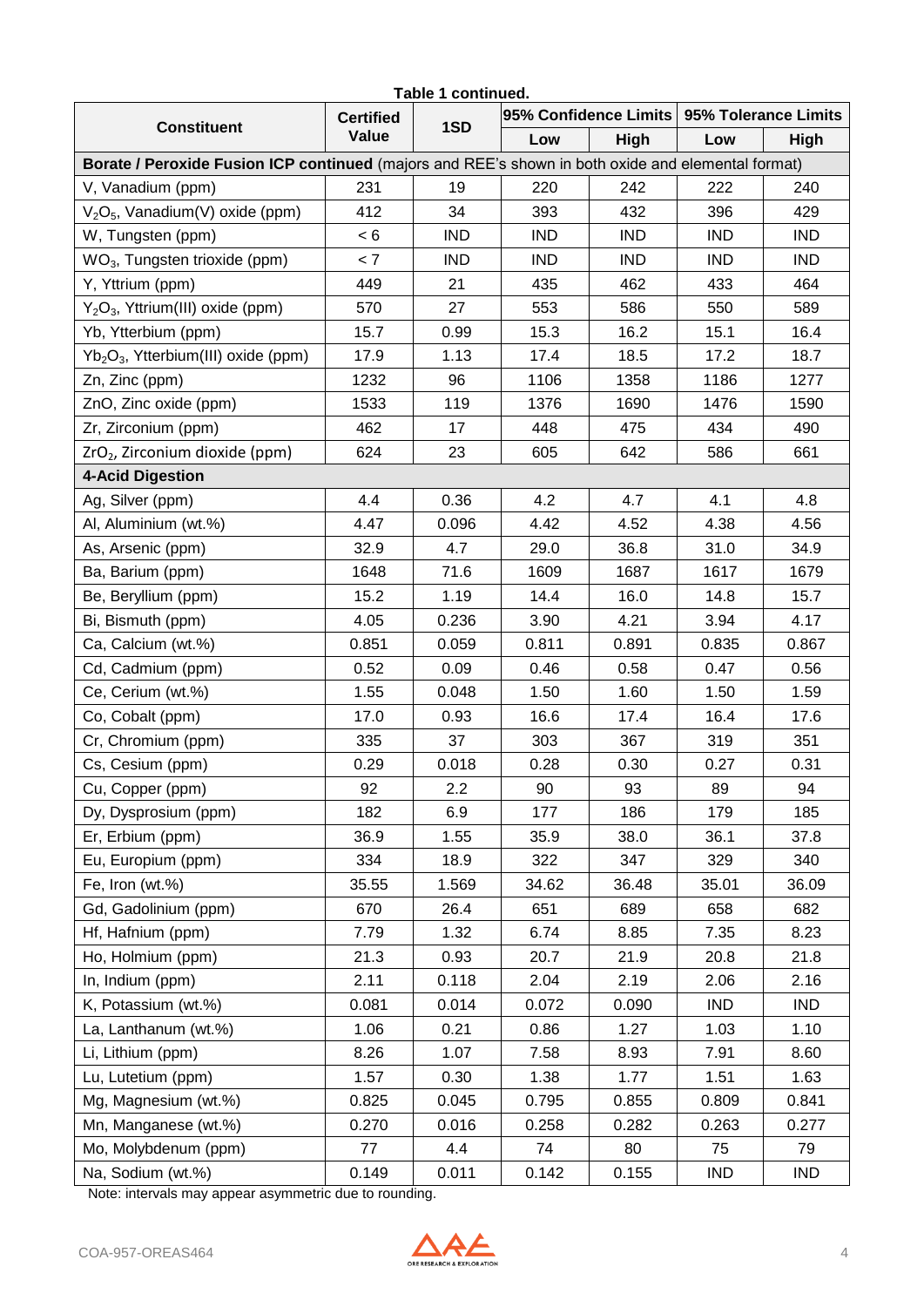**Table 1 continued.**

| Constituent | Certified Value | 1SD | 95% Confidence Limits | | 95% Tolerance Limits | |
|---|---|---|---|---|---|---|
| | | | Low | High | Low | High |
| **Borate / Peroxide Fusion ICP continued** (majors and REE's shown in both oxide and elemental format) | | | | | | |
| V, Vanadium (ppm) | 231 | 19 | 220 | 242 | 222 | 240 |
| $V_2O_5$, Vanadium(V) oxide (ppm) | 412 | 34 | 393 | 432 | 396 | 429 |
| W, Tungsten (ppm) | < 6 | IND | IND | IND | IND | IND |
| $WO_3$, Tungsten trioxide (ppm) | < 7 | IND | IND | IND | IND | IND |
| Y, Yttrium (ppm) | 449 | 21 | 435 | 462 | 433 | 464 |
| $Y_2O_3$, Yttrium(III) oxide (ppm) | 570 | 27 | 553 | 586 | 550 | 589 |
| Yb, Ytterbium (ppm) | 15.7 | 0.99 | 15.3 | 16.2 | 15.1 | 16.4 |
| $Yb_2O_3$, Ytterbium(III) oxide (ppm) | 17.9 | 1.13 | 17.4 | 18.5 | 17.2 | 18.7 |
| Zn, Zinc (ppm) | 1232 | 96 | 1106 | 1358 | 1186 | 1277 |
| ZnO, Zinc oxide (ppm) | 1533 | 119 | 1376 | 1690 | 1476 | 1590 |
| Zr, Zirconium (ppm) | 462 | 17 | 448 | 475 | 434 | 490 |
| $ZrO_2$, Zirconium dioxide (ppm) | 624 | 23 | 605 | 642 | 586 | 661 |
| **4-Acid Digestion** | | | | | | |
| Ag, Silver (ppm) | 4.4 | 0.36 | 4.2 | 4.7 | 4.1 | 4.8 |
| Al, Aluminium (wt.%) | 4.47 | 0.096 | 4.42 | 4.52 | 4.38 | 4.56 |
| As, Arsenic (ppm) | 32.9 | 4.7 | 29.0 | 36.8 | 31.0 | 34.9 |
| Ba, Barium (ppm) | 1648 | 71.6 | 1609 | 1687 | 1617 | 1679 |
| Be, Beryllium (ppm) | 15.2 | 1.19 | 14.4 | 16.0 | 14.8 | 15.7 |
| Bi, Bismuth (ppm) | 4.05 | 0.236 | 3.90 | 4.21 | 3.94 | 4.17 |
| Ca, Calcium (wt.%) | 0.851 | 0.059 | 0.811 | 0.891 | 0.835 | 0.867 |
| Cd, Cadmium (ppm) | 0.52 | 0.09 | 0.46 | 0.58 | 0.47 | 0.56 |
| Ce, Cerium (wt.%) | 1.55 | 0.048 | 1.50 | 1.60 | 1.50 | 1.59 |
| Co, Cobalt (ppm) | 17.0 | 0.93 | 16.6 | 17.4 | 16.4 | 17.6 |
| Cr, Chromium (ppm) | 335 | 37 | 303 | 367 | 319 | 351 |
| Cs, Cesium (ppm) | 0.29 | 0.018 | 0.28 | 0.30 | 0.27 | 0.31 |
| Cu, Copper (ppm) | 92 | 2.2 | 90 | 93 | 89 | 94 |
| Dy, Dysprosium (ppm) | 182 | 6.9 | 177 | 186 | 179 | 185 |
| Er, Erbium (ppm) | 36.9 | 1.55 | 35.9 | 38.0 | 36.1 | 37.8 |
| Eu, Europium (ppm) | 334 | 18.9 | 322 | 347 | 329 | 340 |
| Fe, Iron (wt.%) | 35.55 | 1.569 | 34.62 | 36.48 | 35.01 | 36.09 |
| Gd, Gadolinium (ppm) | 670 | 26.4 | 651 | 689 | 658 | 682 |
| Hf, Hafnium (ppm) | 7.79 | 1.32 | 6.74 | 8.85 | 7.35 | 8.23 |
| Ho, Holmium (ppm) | 21.3 | 0.93 | 20.7 | 21.9 | 20.8 | 21.8 |
| In, Indium (ppm) | 2.11 | 0.118 | 2.04 | 2.19 | 2.06 | 2.16 |
| K, Potassium (wt.%) | 0.081 | 0.014 | 0.072 | 0.090 | IND | IND |
| La, Lanthanum (wt.%) | 1.06 | 0.21 | 0.86 | 1.27 | 1.03 | 1.10 |
| Li, Lithium (ppm) | 8.26 | 1.07 | 7.58 | 8.93 | 7.91 | 8.60 |
| Lu, Lutetium (ppm) | 1.57 | 0.30 | 1.38 | 1.77 | 1.51 | 1.63 |
| Mg, Magnesium (wt.%) | 0.825 | 0.045 | 0.795 | 0.855 | 0.809 | 0.841 |
| Mn, Manganese (wt.%) | 0.270 | 0.016 | 0.258 | 0.282 | 0.263 | 0.277 |
| Mo, Molybdenum (ppm) | 77 | 4.4 | 74 | 80 | 75 | 79 |
| Na, Sodium (wt.%) | 0.149 | 0.011 | 0.142 | 0.155 | IND | IND |

Note: intervals may appear asymmetric due to rounding.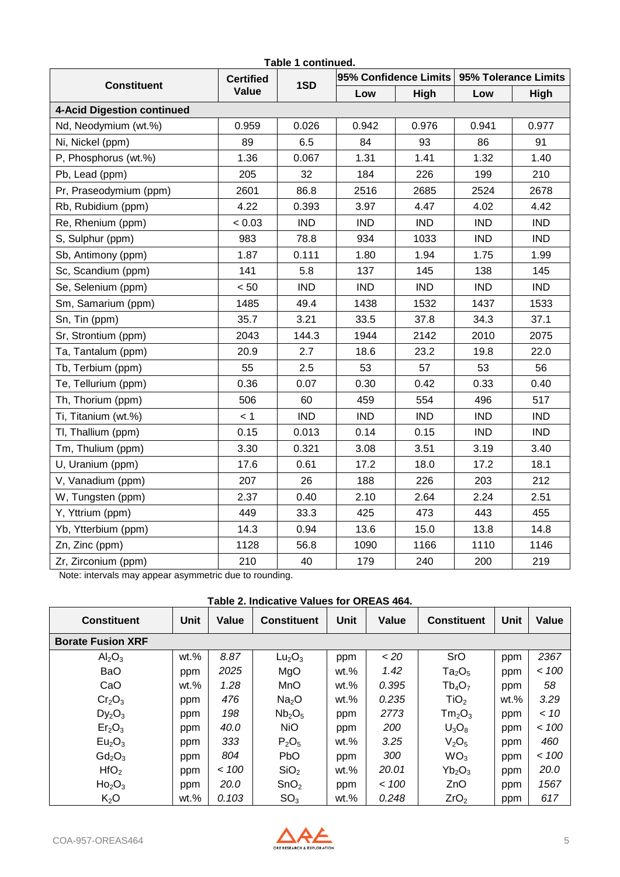**Table 1 continued.**

| Constituent | Certified Value | 1SD | 95% Confidence Limits | | 95% Tolerance Limits | |
|---|---|---|---|---|---|---|
| | | | Low | High | Low | High |
| **4-Acid Digestion continued** | | | | | | |
| Nd, Neodymium (wt.%) | 0.959 | 0.026 | 0.942 | 0.976 | 0.941 | 0.977 |
| Ni, Nickel (ppm) | 89 | 6.5 | 84 | 93 | 86 | 91 |
| P, Phosphorus (wt.%) | 1.36 | 0.067 | 1.31 | 1.41 | 1.32 | 1.40 |
| Pb, Lead (ppm) | 205 | 32 | 184 | 226 | 199 | 210 |
| Pr, Praseodymium (ppm) | 2601 | 86.8 | 2516 | 2685 | 2524 | 2678 |
| Rb, Rubidium (ppm) | 4.22 | 0.393 | 3.97 | 4.47 | 4.02 | 4.42 |
| Re, Rhenium (ppm) | < 0.03 | IND | IND | IND | IND | IND |
| S, Sulphur (ppm) | 983 | 78.8 | 934 | 1033 | IND | IND |
| Sb, Antimony (ppm) | 1.87 | 0.111 | 1.80 | 1.94 | 1.75 | 1.99 |
| Sc, Scandium (ppm) | 141 | 5.8 | 137 | 145 | 138 | 145 |
| Se, Selenium (ppm) | < 50 | IND | IND | IND | IND | IND |
| Sm, Samarium (ppm) | 1485 | 49.4 | 1438 | 1532 | 1437 | 1533 |
| Sn, Tin (ppm) | 35.7 | 3.21 | 33.5 | 37.8 | 34.3 | 37.1 |
| Sr, Strontium (ppm) | 2043 | 144.3 | 1944 | 2142 | 2010 | 2075 |
| Ta, Tantalum (ppm) | 20.9 | 2.7 | 18.6 | 23.2 | 19.8 | 22.0 |
| Tb, Terbium (ppm) | 55 | 2.5 | 53 | 57 | 53 | 56 |
| Te, Tellurium (ppm) | 0.36 | 0.07 | 0.30 | 0.42 | 0.33 | 0.40 |
| Th, Thorium (ppm) | 506 | 60 | 459 | 554 | 496 | 517 |
| Ti, Titanium (wt.%) | < 1 | IND | IND | IND | IND | IND |
| Tl, Thallium (ppm) | 0.15 | 0.013 | 0.14 | 0.15 | IND | IND |
| Tm, Thulium (ppm) | 3.30 | 0.321 | 3.08 | 3.51 | 3.19 | 3.40 |
| U, Uranium (ppm) | 17.6 | 0.61 | 17.2 | 18.0 | 17.2 | 18.1 |
| V, Vanadium (ppm) | 207 | 26 | 188 | 226 | 203 | 212 |
| W, Tungsten (ppm) | 2.37 | 0.40 | 2.10 | 2.64 | 2.24 | 2.51 |
| Y, Yttrium (ppm) | 449 | 33.3 | 425 | 473 | 443 | 455 |
| Yb, Ytterbium (ppm) | 14.3 | 0.94 | 13.6 | 15.0 | 13.8 | 14.8 |
| Zn, Zinc (ppm) | 1128 | 56.8 | 1090 | 1166 | 1110 | 1146 |
| Zr, Zirconium (ppm) | 210 | 40 | 179 | 240 | 200 | 219 |

Note: intervals may appear asymmetric due to rounding.

**Table 2. Indicative Values for OREAS 464.**

| Constituent | Unit | Value | Constituent | Unit | Value | Constituent | Unit | Value |
|---|---|---|---|---|---|---|---|---|
| **Borate Fusion XRF** | | | | | | | | |
| $Al_2O_3$ | wt.% | *8.87* | $Lu_2O_3$ | ppm | *< 20* | SrO | ppm | *2367* |
| BaO | ppm | *2025* | MgO | wt.% | *1.42* | $Ta_2O_5$ | ppm | *< 100* |
| CaO | wt.% | *1.28* | MnO | wt.% | *0.395* | $Tb_4O_7$ | ppm | *58* |
| $Cr_2O_3$ | ppm | *476* | $Na_2O$ | wt.% | *0.235* | $TiO_2$ | wt.% | *3.29* |
| $Dy_2O_3$ | ppm | *198* | $Nb_2O_5$ | ppm | *2773* | $Tm_2O_3$ | ppm | *< 10* |
| $Er_2O_3$ | ppm | *40.0* | NiO | ppm | *200* | $U_3O_8$ | ppm | *< 100* |
| $Eu_2O_3$ | ppm | *333* | $P_2O_5$ | wt.% | *3.25* | $V_2O_5$ | ppm | *460* |
| $Gd_2O_3$ | ppm | *804* | PbO | ppm | *300* | $WO_3$ | ppm | *< 100* |
| $HfO_2$ | ppm | *< 100* | $SiO_2$ | wt.% | *20.01* | $Yb_2O_3$ | ppm | *20.0* |
| $Ho_2O_3$ | ppm | *20.0* | $SnO_2$ | ppm | *< 100* | ZnO | ppm | *1567* |
| $K_2O$ | wt.% | *0.103* | $SO_3$ | wt.% | *0.248* | $ZrO_2$ | ppm | *617* |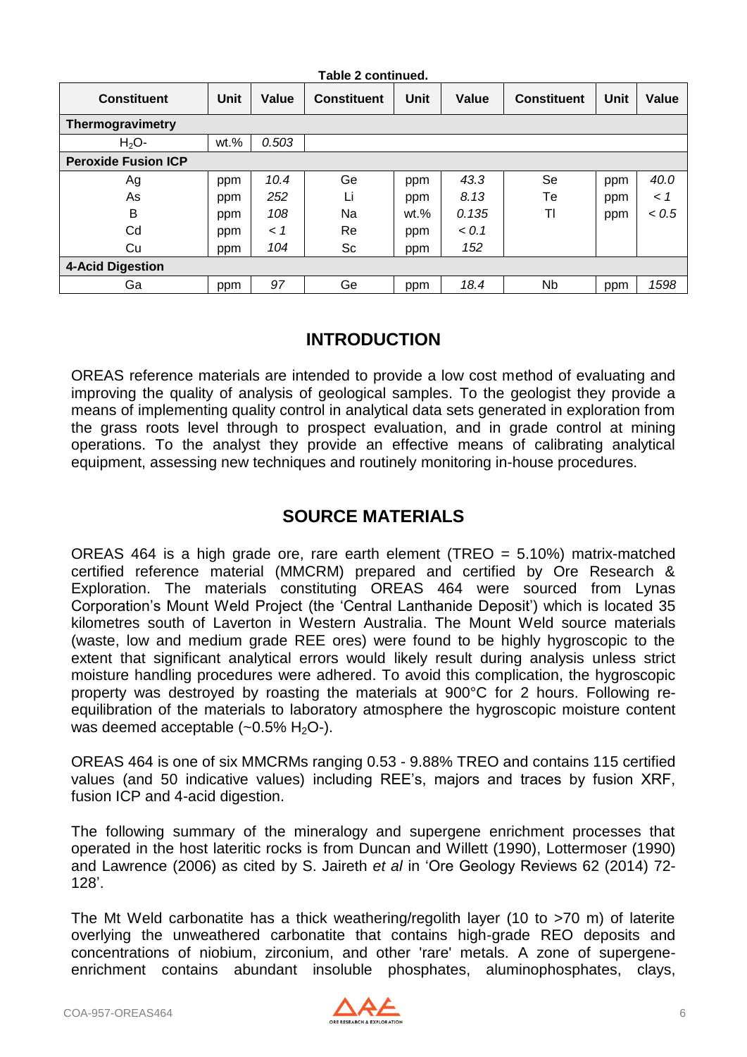**Table 2 continued.**

| Constituent | Unit | Value | Constituent | Unit | Value | Constituent | Unit | Value |
|---|---|---|---|---|---|---|---|---|
| **Thermogravimetry** | | | | | | | | |
| $H_2O$- | wt.% | *0.503* | | | | | | |
| **Peroxide Fusion ICP** | | | | | | | | |
| Ag | ppm | *10.4* | Ge | ppm | *43.3* | Se | ppm | *40.0* |
| As | ppm | *252* | Li | ppm | *8.13* | Te | ppm | *< 1* |
| B | ppm | *108* | Na | wt.% | *0.135* | Tl | ppm | *< 0.5* |
| Cd | ppm | *< 1* | Re | ppm | *< 0.1* | | | |
| Cu | ppm | *104* | Sc | ppm | *152* | | | |
| **4-Acid Digestion** | | | | | | | | |
| Ga | ppm | *97* | Ge | ppm | *18.4* | Nb | ppm | *1598* |

## INTRODUCTION

OREAS reference materials are intended to provide a low cost method of evaluating and improving the quality of analysis of geological samples. To the geologist they provide a means of implementing quality control in analytical data sets generated in exploration from the grass roots level through to prospect evaluation, and in grade control at mining operations. To the analyst they provide an effective means of calibrating analytical equipment, assessing new techniques and routinely monitoring in-house procedures.

## SOURCE MATERIALS

OREAS 464 is a high grade ore, rare earth element (TREO = 5.10%) matrix-matched certified reference material (MMCRM) prepared and certified by Ore Research & Exploration. The materials constituting OREAS 464 were sourced from Lynas Corporation's Mount Weld Project (the 'Central Lanthanide Deposit') which is located 35 kilometres south of Laverton in Western Australia. The Mount Weld source materials (waste, low and medium grade REE ores) were found to be highly hygroscopic to the extent that significant analytical errors would likely result during analysis unless strict moisture handling procedures were adhered. To avoid this complication, the hygroscopic property was destroyed by roasting the materials at 900°C for 2 hours. Following re-equilibration of the materials to laboratory atmosphere the hygroscopic moisture content was deemed acceptable (~0.5% $H_2O$-).

OREAS 464 is one of six MMCRMs ranging 0.53 - 9.88% TREO and contains 115 certified values (and 50 indicative values) including REE's, majors and traces by fusion XRF, fusion ICP and 4-acid digestion.

The following summary of the mineralogy and supergene enrichment processes that operated in the host lateritic rocks is from Duncan and Willett (1990), Lottermoser (1990) and Lawrence (2006) as cited by S. Jaireth *et al* in 'Ore Geology Reviews 62 (2014) 72-128'.

The Mt Weld carbonatite has a thick weathering/regolith layer (10 to >70 m) of laterite overlying the unweathered carbonatite that contains high-grade REO deposits and concentrations of niobium, zirconium, and other 'rare' metals. A zone of supergene-enrichment contains abundant insoluble phosphates, aluminophosphates, clays,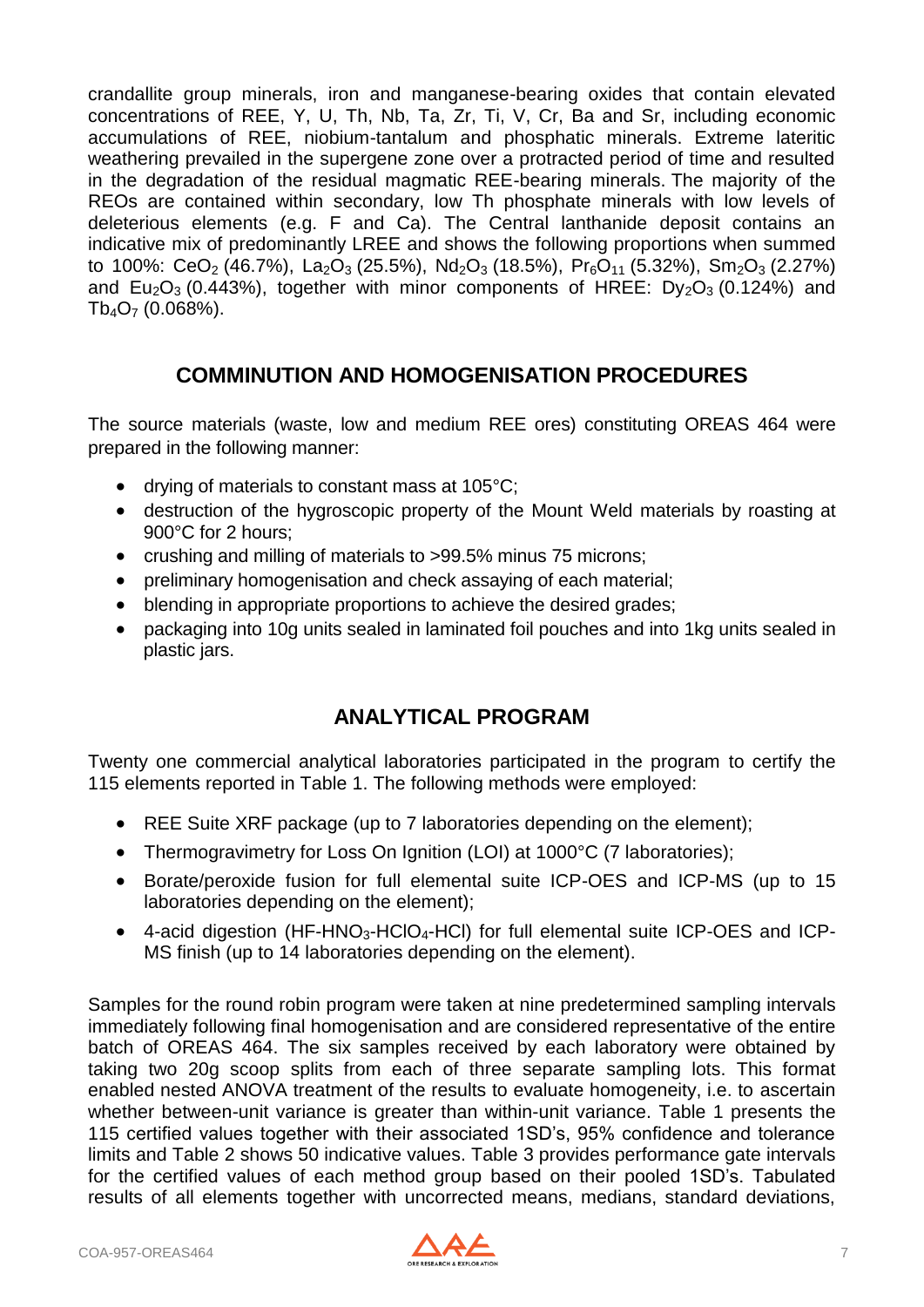crandallite group minerals, iron and manganese-bearing oxides that contain elevated concentrations of REE, Y, U, Th, Nb, Ta, Zr, Ti, V, Cr, Ba and Sr, including economic accumulations of REE, niobium-tantalum and phosphatic minerals. Extreme lateritic weathering prevailed in the supergene zone over a protracted period of time and resulted in the degradation of the residual magmatic REE-bearing minerals. The majority of the REOs are contained within secondary, low Th phosphate minerals with low levels of deleterious elements (e.g. F and Ca). The Central lanthanide deposit contains an indicative mix of predominantly LREE and shows the following proportions when summed to 100%: $CeO_2$ (46.7%), $La_2O_3$ (25.5%), $Nd_2O_3$ (18.5%), $Pr_6O_{11}$ (5.32%), $Sm_2O_3$ (2.27%) and $Eu_2O_3$ (0.443%), together with minor components of HREE: $Dy_2O_3$ (0.124%) and $Tb_4O_7$ (0.068%).

## COMMINUTION AND HOMOGENISATION PROCEDURES

The source materials (waste, low and medium REE ores) constituting OREAS 464 were prepared in the following manner:

- drying of materials to constant mass at 105°C;
- destruction of the hygroscopic property of the Mount Weld materials by roasting at 900°C for 2 hours;
- crushing and milling of materials to >99.5% minus 75 microns;
- preliminary homogenisation and check assaying of each material;
- blending in appropriate proportions to achieve the desired grades;
- packaging into 10g units sealed in laminated foil pouches and into 1kg units sealed in plastic jars.

## ANALYTICAL PROGRAM

Twenty one commercial analytical laboratories participated in the program to certify the 115 elements reported in Table 1. The following methods were employed:

- REE Suite XRF package (up to 7 laboratories depending on the element);
- Thermogravimetry for Loss On Ignition (LOI) at 1000°C (7 laboratories);
- Borate/peroxide fusion for full elemental suite ICP-OES and ICP-MS (up to 15 laboratories depending on the element);
- 4-acid digestion (HF-$HNO_3$-$HClO_4$-HCl) for full elemental suite ICP-OES and ICP-MS finish (up to 14 laboratories depending on the element).

Samples for the round robin program were taken at nine predetermined sampling intervals immediately following final homogenisation and are considered representative of the entire batch of OREAS 464. The six samples received by each laboratory were obtained by taking two 20g scoop splits from each of three separate sampling lots. This format enabled nested ANOVA treatment of the results to evaluate homogeneity, i.e. to ascertain whether between-unit variance is greater than within-unit variance. Table 1 presents the 115 certified values together with their associated 1SD's, 95% confidence and tolerance limits and Table 2 shows 50 indicative values. Table 3 provides performance gate intervals for the certified values of each method group based on their pooled 1SD's. Tabulated results of all elements together with uncorrected means, medians, standard deviations,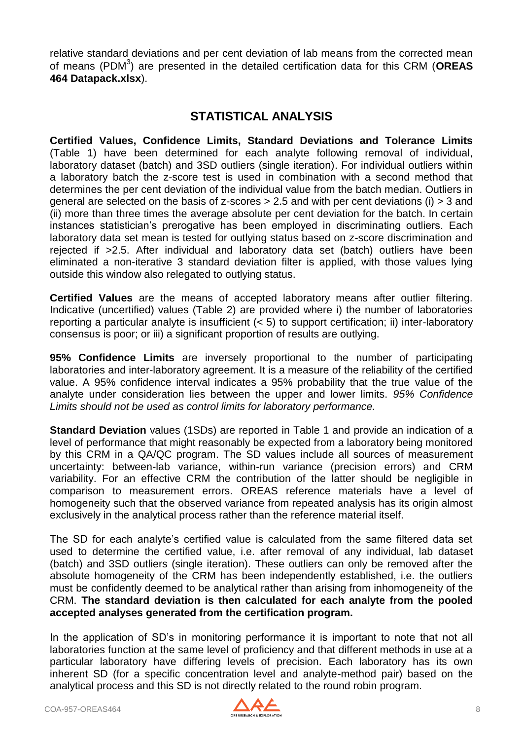relative standard deviations and per cent deviation of lab means from the corrected mean of means (PDM[3]) are presented in the detailed certification data for this CRM (**OREAS 464 Datapack.xlsx**).

## STATISTICAL ANALYSIS

**Certified Values, Confidence Limits, Standard Deviations and Tolerance Limits** (Table 1) have been determined for each analyte following removal of individual, laboratory dataset (batch) and 3SD outliers (single iteration). For individual outliers within a laboratory batch the z-score test is used in combination with a second method that determines the per cent deviation of the individual value from the batch median. Outliers in general are selected on the basis of z-scores > 2.5 and with per cent deviations (i) > 3 and (ii) more than three times the average absolute per cent deviation for the batch. In certain instances statistician's prerogative has been employed in discriminating outliers. Each laboratory data set mean is tested for outlying status based on z-score discrimination and rejected if >2.5. After individual and laboratory data set (batch) outliers have been eliminated a non-iterative 3 standard deviation filter is applied, with those values lying outside this window also relegated to outlying status.

**Certified Values** are the means of accepted laboratory means after outlier filtering. Indicative (uncertified) values (Table 2) are provided where i) the number of laboratories reporting a particular analyte is insufficient (< 5) to support certification; ii) inter-laboratory consensus is poor; or iii) a significant proportion of results are outlying.

**95% Confidence Limits** are inversely proportional to the number of participating laboratories and inter-laboratory agreement. It is a measure of the reliability of the certified value. A 95% confidence interval indicates a 95% probability that the true value of the analyte under consideration lies between the upper and lower limits. *95% Confidence Limits should not be used as control limits for laboratory performance.*

**Standard Deviation** values (1SDs) are reported in Table 1 and provide an indication of a level of performance that might reasonably be expected from a laboratory being monitored by this CRM in a QA/QC program. The SD values include all sources of measurement uncertainty: between-lab variance, within-run variance (precision errors) and CRM variability. For an effective CRM the contribution of the latter should be negligible in comparison to measurement errors. OREAS reference materials have a level of homogeneity such that the observed variance from repeated analysis has its origin almost exclusively in the analytical process rather than the reference material itself.

The SD for each analyte's certified value is calculated from the same filtered data set used to determine the certified value, i.e. after removal of any individual, lab dataset (batch) and 3SD outliers (single iteration). These outliers can only be removed after the absolute homogeneity of the CRM has been independently established, i.e. the outliers must be confidently deemed to be analytical rather than arising from inhomogeneity of the CRM. **The standard deviation is then calculated for each analyte from the pooled accepted analyses generated from the certification program.**

In the application of SD's in monitoring performance it is important to note that not all laboratories function at the same level of proficiency and that different methods in use at a particular laboratory have differing levels of precision. Each laboratory has its own inherent SD (for a specific concentration level and analyte-method pair) based on the analytical process and this SD is not directly related to the round robin program.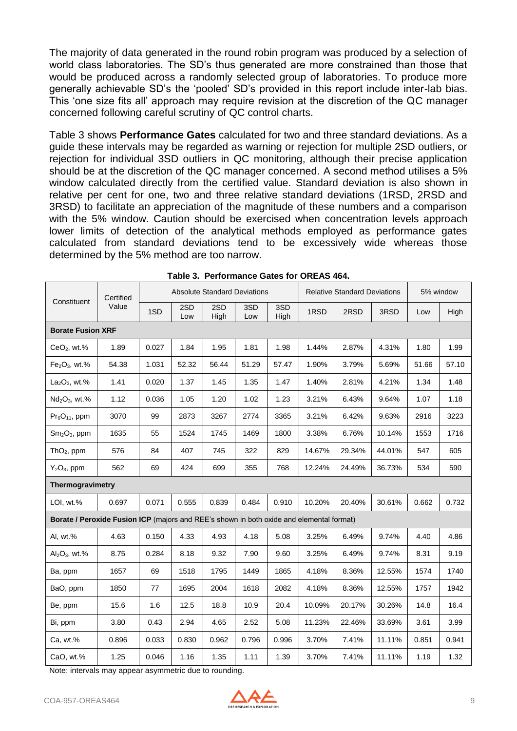The majority of data generated in the round robin program was produced by a selection of world class laboratories. The SD's thus generated are more constrained than those that would be produced across a randomly selected group of laboratories. To produce more generally achievable SD's the 'pooled' SD's provided in this report include inter-lab bias. This 'one size fits all' approach may require revision at the discretion of the QC manager concerned following careful scrutiny of QC control charts.

Table 3 shows **Performance Gates** calculated for two and three standard deviations. As a guide these intervals may be regarded as warning or rejection for multiple 2SD outliers, or rejection for individual 3SD outliers in QC monitoring, although their precise application should be at the discretion of the QC manager concerned. A second method utilises a 5% window calculated directly from the certified value. Standard deviation is also shown in relative per cent for one, two and three relative standard deviations (1RSD, 2RSD and 3RSD) to facilitate an appreciation of the magnitude of these numbers and a comparison with the 5% window. Caution should be exercised when concentration levels approach lower limits of detection of the analytical methods employed as performance gates calculated from standard deviations tend to be excessively wide whereas those determined by the 5% method are too narrow.

**Table 3. Performance Gates for OREAS 464.**

| Constituent | Certified Value | Absolute Standard Deviations | | | | | Relative Standard Deviations | | | 5% window | |
|---|---|---|---|---|---|---|---|---|---|---|---|
| | | 1SD | 2SD Low | 2SD High | 3SD Low | 3SD High | 1RSD | 2RSD | 3RSD | Low | High |
| **Borate Fusion XRF** | | | | | | | | | | | |
| $CeO_2$, wt.% | 1.89 | 0.027 | 1.84 | 1.95 | 1.81 | 1.98 | 1.44% | 2.87% | 4.31% | 1.80 | 1.99 |
| $Fe_2O_3$, wt.% | 54.38 | 1.031 | 52.32 | 56.44 | 51.29 | 57.47 | 1.90% | 3.79% | 5.69% | 51.66 | 57.10 |
| $La_2O_3$, wt.% | 1.41 | 0.020 | 1.37 | 1.45 | 1.35 | 1.47 | 1.40% | 2.81% | 4.21% | 1.34 | 1.48 |
| $Nd_2O_3$, wt.% | 1.12 | 0.036 | 1.05 | 1.20 | 1.02 | 1.23 | 3.21% | 6.43% | 9.64% | 1.07 | 1.18 |
| $Pr_6O_{11}$, ppm | 3070 | 99 | 2873 | 3267 | 2774 | 3365 | 3.21% | 6.42% | 9.63% | 2916 | 3223 |
| $Sm_2O_3$, ppm | 1635 | 55 | 1524 | 1745 | 1469 | 1800 | 3.38% | 6.76% | 10.14% | 1553 | 1716 |
| $ThO_2$, ppm | 576 | 84 | 407 | 745 | 322 | 829 | 14.67% | 29.34% | 44.01% | 547 | 605 |
| $Y_2O_3$, ppm | 562 | 69 | 424 | 699 | 355 | 768 | 12.24% | 24.49% | 36.73% | 534 | 590 |
| **Thermogravimetry** | | | | | | | | | | | |
| LOI, wt.% | 0.697 | 0.071 | 0.555 | 0.839 | 0.484 | 0.910 | 10.20% | 20.40% | 30.61% | 0.662 | 0.732 |
| **Borate / Peroxide Fusion ICP** (majors and REE's shown in both oxide and elemental format) | | | | | | | | | | | |
| Al, wt.% | 4.63 | 0.150 | 4.33 | 4.93 | 4.18 | 5.08 | 3.25% | 6.49% | 9.74% | 4.40 | 4.86 |
| $Al_2O_3$, wt.% | 8.75 | 0.284 | 8.18 | 9.32 | 7.90 | 9.60 | 3.25% | 6.49% | 9.74% | 8.31 | 9.19 |
| Ba, ppm | 1657 | 69 | 1518 | 1795 | 1449 | 1865 | 4.18% | 8.36% | 12.55% | 1574 | 1740 |
| BaO, ppm | 1850 | 77 | 1695 | 2004 | 1618 | 2082 | 4.18% | 8.36% | 12.55% | 1757 | 1942 |
| Be, ppm | 15.6 | 1.6 | 12.5 | 18.8 | 10.9 | 20.4 | 10.09% | 20.17% | 30.26% | 14.8 | 16.4 |
| Bi, ppm | 3.80 | 0.43 | 2.94 | 4.65 | 2.52 | 5.08 | 11.23% | 22.46% | 33.69% | 3.61 | 3.99 |
| Ca, wt.% | 0.896 | 0.033 | 0.830 | 0.962 | 0.796 | 0.996 | 3.70% | 7.41% | 11.11% | 0.851 | 0.941 |
| CaO, wt.% | 1.25 | 0.046 | 1.16 | 1.35 | 1.11 | 1.39 | 3.70% | 7.41% | 11.11% | 1.19 | 1.32 |

Note: intervals may appear asymmetric due to rounding.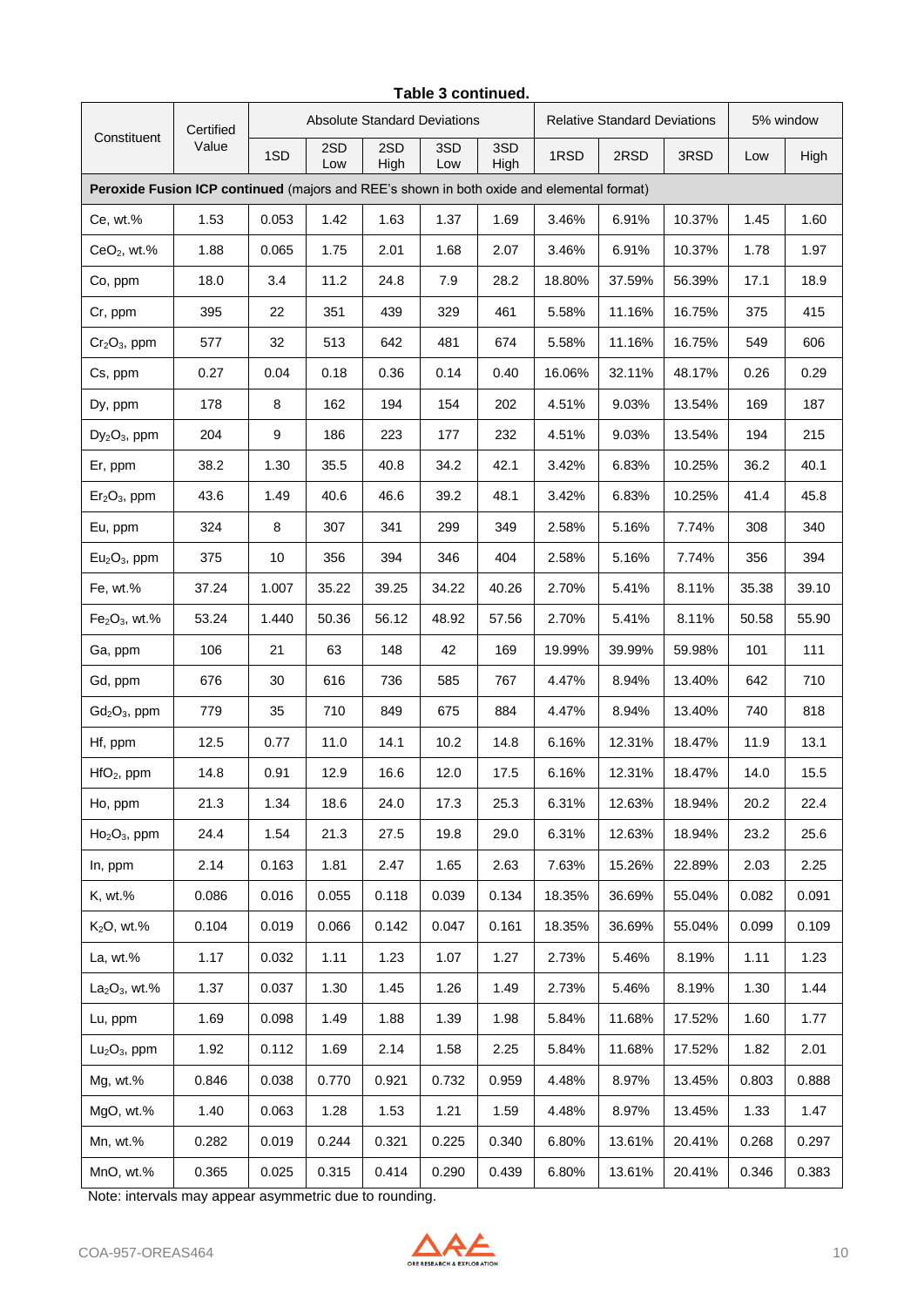**Table 3 continued.**

| Constituent | Certified Value | Absolute Standard Deviations | | | | | Relative Standard Deviations | | | 5% window | |
|---|---|---|---|---|---|---|---|---|---|---|---|
| | | 1SD | 2SD Low | 2SD High | 3SD Low | 3SD High | 1RSD | 2RSD | 3RSD | Low | High |
| **Peroxide Fusion ICP continued** (majors and REE's shown in both oxide and elemental format) | | | | | | | | | | | |
| Ce, wt.% | 1.53 | 0.053 | 1.42 | 1.63 | 1.37 | 1.69 | 3.46% | 6.91% | 10.37% | 1.45 | 1.60 |
| $CeO_2$, wt.% | 1.88 | 0.065 | 1.75 | 2.01 | 1.68 | 2.07 | 3.46% | 6.91% | 10.37% | 1.78 | 1.97 |
| Co, ppm | 18.0 | 3.4 | 11.2 | 24.8 | 7.9 | 28.2 | 18.80% | 37.59% | 56.39% | 17.1 | 18.9 |
| Cr, ppm | 395 | 22 | 351 | 439 | 329 | 461 | 5.58% | 11.16% | 16.75% | 375 | 415 |
| $Cr_2O_3$, ppm | 577 | 32 | 513 | 642 | 481 | 674 | 5.58% | 11.16% | 16.75% | 549 | 606 |
| Cs, ppm | 0.27 | 0.04 | 0.18 | 0.36 | 0.14 | 0.40 | 16.06% | 32.11% | 48.17% | 0.26 | 0.29 |
| Dy, ppm | 178 | 8 | 162 | 194 | 154 | 202 | 4.51% | 9.03% | 13.54% | 169 | 187 |
| $Dy_2O_3$, ppm | 204 | 9 | 186 | 223 | 177 | 232 | 4.51% | 9.03% | 13.54% | 194 | 215 |
| Er, ppm | 38.2 | 1.30 | 35.5 | 40.8 | 34.2 | 42.1 | 3.42% | 6.83% | 10.25% | 36.2 | 40.1 |
| $Er_2O_3$, ppm | 43.6 | 1.49 | 40.6 | 46.6 | 39.2 | 48.1 | 3.42% | 6.83% | 10.25% | 41.4 | 45.8 |
| Eu, ppm | 324 | 8 | 307 | 341 | 299 | 349 | 2.58% | 5.16% | 7.74% | 308 | 340 |
| $Eu_2O_3$, ppm | 375 | 10 | 356 | 394 | 346 | 404 | 2.58% | 5.16% | 7.74% | 356 | 394 |
| Fe, wt.% | 37.24 | 1.007 | 35.22 | 39.25 | 34.22 | 40.26 | 2.70% | 5.41% | 8.11% | 35.38 | 39.10 |
| $Fe_2O_3$, wt.% | 53.24 | 1.440 | 50.36 | 56.12 | 48.92 | 57.56 | 2.70% | 5.41% | 8.11% | 50.58 | 55.90 |
| Ga, ppm | 106 | 21 | 63 | 148 | 42 | 169 | 19.99% | 39.99% | 59.98% | 101 | 111 |
| Gd, ppm | 676 | 30 | 616 | 736 | 585 | 767 | 4.47% | 8.94% | 13.40% | 642 | 710 |
| $Gd_2O_3$, ppm | 779 | 35 | 710 | 849 | 675 | 884 | 4.47% | 8.94% | 13.40% | 740 | 818 |
| Hf, ppm | 12.5 | 0.77 | 11.0 | 14.1 | 10.2 | 14.8 | 6.16% | 12.31% | 18.47% | 11.9 | 13.1 |
| $HfO_2$, ppm | 14.8 | 0.91 | 12.9 | 16.6 | 12.0 | 17.5 | 6.16% | 12.31% | 18.47% | 14.0 | 15.5 |
| Ho, ppm | 21.3 | 1.34 | 18.6 | 24.0 | 17.3 | 25.3 | 6.31% | 12.63% | 18.94% | 20.2 | 22.4 |
| $Ho_2O_3$, ppm | 24.4 | 1.54 | 21.3 | 27.5 | 19.8 | 29.0 | 6.31% | 12.63% | 18.94% | 23.2 | 25.6 |
| In, ppm | 2.14 | 0.163 | 1.81 | 2.47 | 1.65 | 2.63 | 7.63% | 15.26% | 22.89% | 2.03 | 2.25 |
| K, wt.% | 0.086 | 0.016 | 0.055 | 0.118 | 0.039 | 0.134 | 18.35% | 36.69% | 55.04% | 0.082 | 0.091 |
| $K_2O$, wt.% | 0.104 | 0.019 | 0.066 | 0.142 | 0.047 | 0.161 | 18.35% | 36.69% | 55.04% | 0.099 | 0.109 |
| La, wt.% | 1.17 | 0.032 | 1.11 | 1.23 | 1.07 | 1.27 | 2.73% | 5.46% | 8.19% | 1.11 | 1.23 |
| $La_2O_3$, wt.% | 1.37 | 0.037 | 1.30 | 1.45 | 1.26 | 1.49 | 2.73% | 5.46% | 8.19% | 1.30 | 1.44 |
| Lu, ppm | 1.69 | 0.098 | 1.49 | 1.88 | 1.39 | 1.98 | 5.84% | 11.68% | 17.52% | 1.60 | 1.77 |
| $Lu_2O_3$, ppm | 1.92 | 0.112 | 1.69 | 2.14 | 1.58 | 2.25 | 5.84% | 11.68% | 17.52% | 1.82 | 2.01 |
| Mg, wt.% | 0.846 | 0.038 | 0.770 | 0.921 | 0.732 | 0.959 | 4.48% | 8.97% | 13.45% | 0.803 | 0.888 |
| MgO, wt.% | 1.40 | 0.063 | 1.28 | 1.53 | 1.21 | 1.59 | 4.48% | 8.97% | 13.45% | 1.33 | 1.47 |
| Mn, wt.% | 0.282 | 0.019 | 0.244 | 0.321 | 0.225 | 0.340 | 6.80% | 13.61% | 20.41% | 0.268 | 0.297 |
| MnO, wt.% | 0.365 | 0.025 | 0.315 | 0.414 | 0.290 | 0.439 | 6.80% | 13.61% | 20.41% | 0.346 | 0.383 |

Note: intervals may appear asymmetric due to rounding.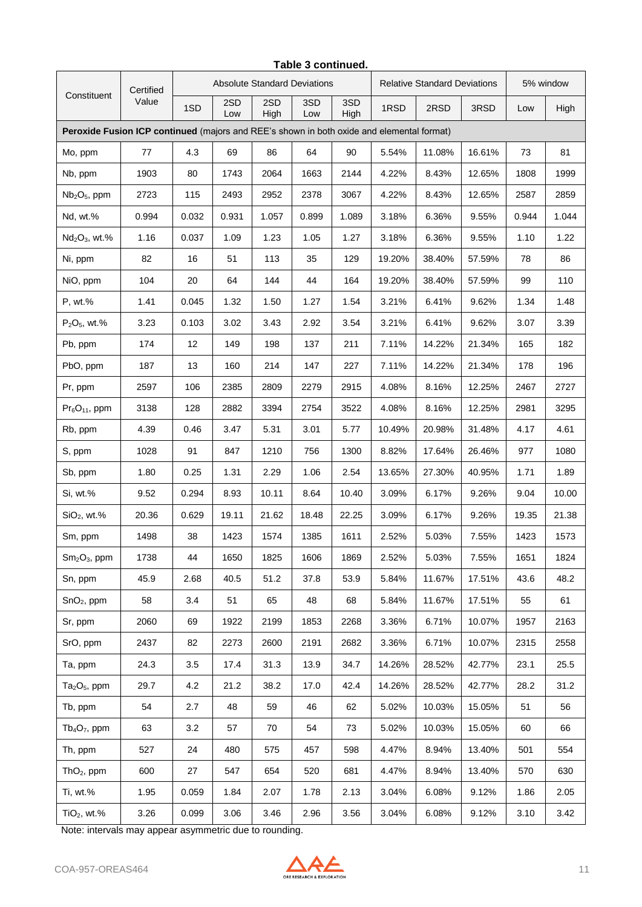**Table 3 continued.**

| Constituent | Certified Value | Absolute Standard Deviations | | | | | Relative Standard Deviations | | | 5% window | |
|---|---|---|---|---|---|---|---|---|---|---|---|
| | | 1SD | 2SD Low | 2SD High | 3SD Low | 3SD High | 1RSD | 2RSD | 3RSD | Low | High |
| **Peroxide Fusion ICP continued** (majors and REE's shown in both oxide and elemental format) | | | | | | | | | | | |
| Mo, ppm | 77 | 4.3 | 69 | 86 | 64 | 90 | 5.54% | 11.08% | 16.61% | 73 | 81 |
| Nb, ppm | 1903 | 80 | 1743 | 2064 | 1663 | 2144 | 4.22% | 8.43% | 12.65% | 1808 | 1999 |
| $Nb_2O_5$, ppm | 2723 | 115 | 2493 | 2952 | 2378 | 3067 | 4.22% | 8.43% | 12.65% | 2587 | 2859 |
| Nd, wt.% | 0.994 | 0.032 | 0.931 | 1.057 | 0.899 | 1.089 | 3.18% | 6.36% | 9.55% | 0.944 | 1.044 |
| $Nd_2O_3$, wt.% | 1.16 | 0.037 | 1.09 | 1.23 | 1.05 | 1.27 | 3.18% | 6.36% | 9.55% | 1.10 | 1.22 |
| Ni, ppm | 82 | 16 | 51 | 113 | 35 | 129 | 19.20% | 38.40% | 57.59% | 78 | 86 |
| NiO, ppm | 104 | 20 | 64 | 144 | 44 | 164 | 19.20% | 38.40% | 57.59% | 99 | 110 |
| P, wt.% | 1.41 | 0.045 | 1.32 | 1.50 | 1.27 | 1.54 | 3.21% | 6.41% | 9.62% | 1.34 | 1.48 |
| $P_2O_5$, wt.% | 3.23 | 0.103 | 3.02 | 3.43 | 2.92 | 3.54 | 3.21% | 6.41% | 9.62% | 3.07 | 3.39 |
| Pb, ppm | 174 | 12 | 149 | 198 | 137 | 211 | 7.11% | 14.22% | 21.34% | 165 | 182 |
| PbO, ppm | 187 | 13 | 160 | 214 | 147 | 227 | 7.11% | 14.22% | 21.34% | 178 | 196 |
| Pr, ppm | 2597 | 106 | 2385 | 2809 | 2279 | 2915 | 4.08% | 8.16% | 12.25% | 2467 | 2727 |
| $Pr_6O_{11}$, ppm | 3138 | 128 | 2882 | 3394 | 2754 | 3522 | 4.08% | 8.16% | 12.25% | 2981 | 3295 |
| Rb, ppm | 4.39 | 0.46 | 3.47 | 5.31 | 3.01 | 5.77 | 10.49% | 20.98% | 31.48% | 4.17 | 4.61 |
| S, ppm | 1028 | 91 | 847 | 1210 | 756 | 1300 | 8.82% | 17.64% | 26.46% | 977 | 1080 |
| Sb, ppm | 1.80 | 0.25 | 1.31 | 2.29 | 1.06 | 2.54 | 13.65% | 27.30% | 40.95% | 1.71 | 1.89 |
| Si, wt.% | 9.52 | 0.294 | 8.93 | 10.11 | 8.64 | 10.40 | 3.09% | 6.17% | 9.26% | 9.04 | 10.00 |
| $SiO_2$, wt.% | 20.36 | 0.629 | 19.11 | 21.62 | 18.48 | 22.25 | 3.09% | 6.17% | 9.26% | 19.35 | 21.38 |
| Sm, ppm | 1498 | 38 | 1423 | 1574 | 1385 | 1611 | 2.52% | 5.03% | 7.55% | 1423 | 1573 |
| $Sm_2O_3$, ppm | 1738 | 44 | 1650 | 1825 | 1606 | 1869 | 2.52% | 5.03% | 7.55% | 1651 | 1824 |
| Sn, ppm | 45.9 | 2.68 | 40.5 | 51.2 | 37.8 | 53.9 | 5.84% | 11.67% | 17.51% | 43.6 | 48.2 |
| $SnO_2$, ppm | 58 | 3.4 | 51 | 65 | 48 | 68 | 5.84% | 11.67% | 17.51% | 55 | 61 |
| Sr, ppm | 2060 | 69 | 1922 | 2199 | 1853 | 2268 | 3.36% | 6.71% | 10.07% | 1957 | 2163 |
| SrO, ppm | 2437 | 82 | 2273 | 2600 | 2191 | 2682 | 3.36% | 6.71% | 10.07% | 2315 | 2558 |
| Ta, ppm | 24.3 | 3.5 | 17.4 | 31.3 | 13.9 | 34.7 | 14.26% | 28.52% | 42.77% | 23.1 | 25.5 |
| $Ta_2O_5$, ppm | 29.7 | 4.2 | 21.2 | 38.2 | 17.0 | 42.4 | 14.26% | 28.52% | 42.77% | 28.2 | 31.2 |
| Tb, ppm | 54 | 2.7 | 48 | 59 | 46 | 62 | 5.02% | 10.03% | 15.05% | 51 | 56 |
| $Tb_4O_7$, ppm | 63 | 3.2 | 57 | 70 | 54 | 73 | 5.02% | 10.03% | 15.05% | 60 | 66 |
| Th, ppm | 527 | 24 | 480 | 575 | 457 | 598 | 4.47% | 8.94% | 13.40% | 501 | 554 |
| $ThO_2$, ppm | 600 | 27 | 547 | 654 | 520 | 681 | 4.47% | 8.94% | 13.40% | 570 | 630 |
| Ti, wt.% | 1.95 | 0.059 | 1.84 | 2.07 | 1.78 | 2.13 | 3.04% | 6.08% | 9.12% | 1.86 | 2.05 |
| $TiO_2$, wt.% | 3.26 | 0.099 | 3.06 | 3.46 | 2.96 | 3.56 | 3.04% | 6.08% | 9.12% | 3.10 | 3.42 |

Note: intervals may appear asymmetric due to rounding.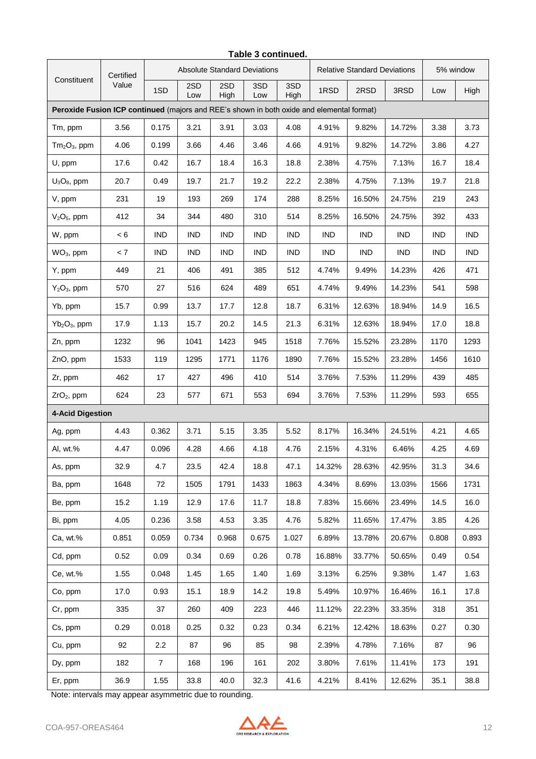**Table 3 continued.**

| Constituent | Certified Value | Absolute Standard Deviations | | | | | Relative Standard Deviations | | | 5% window | |
|---|---|---|---|---|---|---|---|---|---|---|---|
| | | 1SD | 2SD Low | 2SD High | 3SD Low | 3SD High | 1RSD | 2RSD | 3RSD | Low | High |
| **Peroxide Fusion ICP continued** (majors and REE's shown in both oxide and elemental format) | | | | | | | | | | | |
| Tm, ppm | 3.56 | 0.175 | 3.21 | 3.91 | 3.03 | 4.08 | 4.91% | 9.82% | 14.72% | 3.38 | 3.73 |
| $Tm_2O_3$, ppm | 4.06 | 0.199 | 3.66 | 4.46 | 3.46 | 4.66 | 4.91% | 9.82% | 14.72% | 3.86 | 4.27 |
| U, ppm | 17.6 | 0.42 | 16.7 | 18.4 | 16.3 | 18.8 | 2.38% | 4.75% | 7.13% | 16.7 | 18.4 |
| $U_3O_8$, ppm | 20.7 | 0.49 | 19.7 | 21.7 | 19.2 | 22.2 | 2.38% | 4.75% | 7.13% | 19.7 | 21.8 |
| V, ppm | 231 | 19 | 193 | 269 | 174 | 288 | 8.25% | 16.50% | 24.75% | 219 | 243 |
| $V_2O_5$, ppm | 412 | 34 | 344 | 480 | 310 | 514 | 8.25% | 16.50% | 24.75% | 392 | 433 |
| W, ppm | < 6 | IND | IND | IND | IND | IND | IND | IND | IND | IND | IND |
| $WO_3$, ppm | < 7 | IND | IND | IND | IND | IND | IND | IND | IND | IND | IND |
| Y, ppm | 449 | 21 | 406 | 491 | 385 | 512 | 4.74% | 9.49% | 14.23% | 426 | 471 |
| $Y_2O_3$, ppm | 570 | 27 | 516 | 624 | 489 | 651 | 4.74% | 9.49% | 14.23% | 541 | 598 |
| Yb, ppm | 15.7 | 0.99 | 13.7 | 17.7 | 12.8 | 18.7 | 6.31% | 12.63% | 18.94% | 14.9 | 16.5 |
| $Yb_2O_3$, ppm | 17.9 | 1.13 | 15.7 | 20.2 | 14.5 | 21.3 | 6.31% | 12.63% | 18.94% | 17.0 | 18.8 |
| Zn, ppm | 1232 | 96 | 1041 | 1423 | 945 | 1518 | 7.76% | 15.52% | 23.28% | 1170 | 1293 |
| ZnO, ppm | 1533 | 119 | 1295 | 1771 | 1176 | 1890 | 7.76% | 15.52% | 23.28% | 1456 | 1610 |
| Zr, ppm | 462 | 17 | 427 | 496 | 410 | 514 | 3.76% | 7.53% | 11.29% | 439 | 485 |
| $ZrO_2$, ppm | 624 | 23 | 577 | 671 | 553 | 694 | 3.76% | 7.53% | 11.29% | 593 | 655 |
| **4-Acid Digestion** | | | | | | | | | | | |
| Ag, ppm | 4.43 | 0.362 | 3.71 | 5.15 | 3.35 | 5.52 | 8.17% | 16.34% | 24.51% | 4.21 | 4.65 |
| Al, wt.% | 4.47 | 0.096 | 4.28 | 4.66 | 4.18 | 4.76 | 2.15% | 4.31% | 6.46% | 4.25 | 4.69 |
| As, ppm | 32.9 | 4.7 | 23.5 | 42.4 | 18.8 | 47.1 | 14.32% | 28.63% | 42.95% | 31.3 | 34.6 |
| Ba, ppm | 1648 | 72 | 1505 | 1791 | 1433 | 1863 | 4.34% | 8.69% | 13.03% | 1566 | 1731 |
| Be, ppm | 15.2 | 1.19 | 12.9 | 17.6 | 11.7 | 18.8 | 7.83% | 15.66% | 23.49% | 14.5 | 16.0 |
| Bi, ppm | 4.05 | 0.236 | 3.58 | 4.53 | 3.35 | 4.76 | 5.82% | 11.65% | 17.47% | 3.85 | 4.26 |
| Ca, wt.% | 0.851 | 0.059 | 0.734 | 0.968 | 0.675 | 1.027 | 6.89% | 13.78% | 20.67% | 0.808 | 0.893 |
| Cd, ppm | 0.52 | 0.09 | 0.34 | 0.69 | 0.26 | 0.78 | 16.88% | 33.77% | 50.65% | 0.49 | 0.54 |
| Ce, wt.% | 1.55 | 0.048 | 1.45 | 1.65 | 1.40 | 1.69 | 3.13% | 6.25% | 9.38% | 1.47 | 1.63 |
| Co, ppm | 17.0 | 0.93 | 15.1 | 18.9 | 14.2 | 19.8 | 5.49% | 10.97% | 16.46% | 16.1 | 17.8 |
| Cr, ppm | 335 | 37 | 260 | 409 | 223 | 446 | 11.12% | 22.23% | 33.35% | 318 | 351 |
| Cs, ppm | 0.29 | 0.018 | 0.25 | 0.32 | 0.23 | 0.34 | 6.21% | 12.42% | 18.63% | 0.27 | 0.30 |
| Cu, ppm | 92 | 2.2 | 87 | 96 | 85 | 98 | 2.39% | 4.78% | 7.16% | 87 | 96 |
| Dy, ppm | 182 | 7 | 168 | 196 | 161 | 202 | 3.80% | 7.61% | 11.41% | 173 | 191 |
| Er, ppm | 36.9 | 1.55 | 33.8 | 40.0 | 32.3 | 41.6 | 4.21% | 8.41% | 12.62% | 35.1 | 38.8 |

Note: intervals may appear asymmetric due to rounding.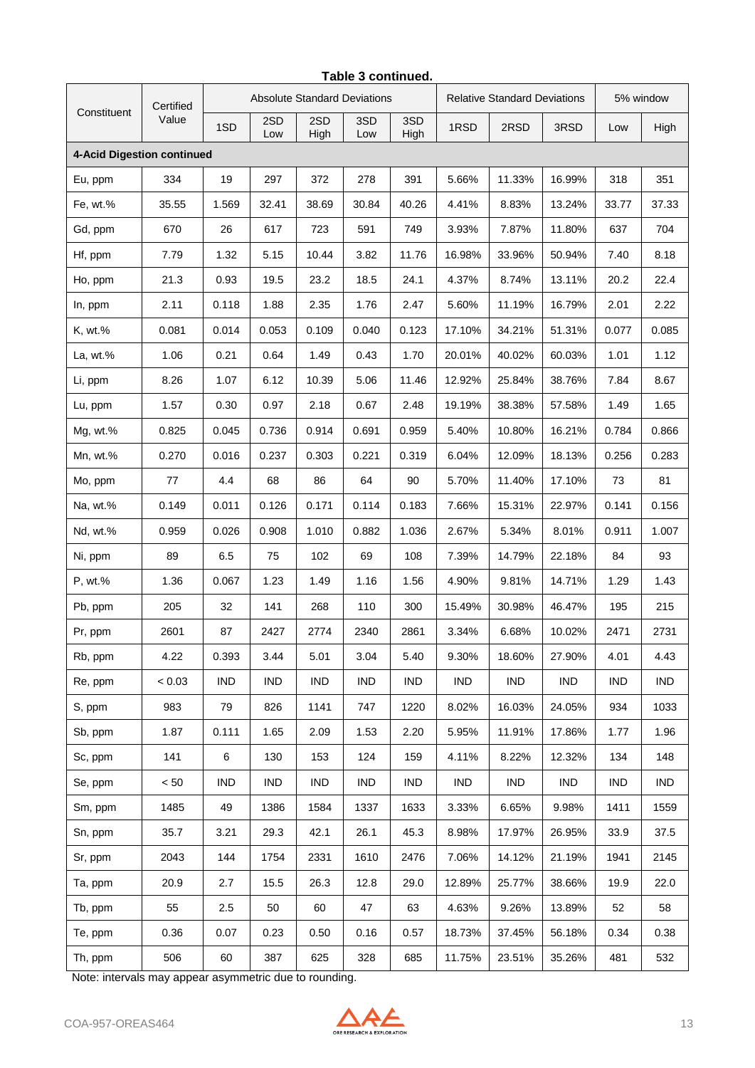**Table 3 continued.**

| Constituent | Certified Value | Absolute Standard Deviations | | | | | Relative Standard Deviations | | | 5% window | |
|---|---|---|---|---|---|---|---|---|---|---|---|
| | | 1SD | 2SD Low | 2SD High | 3SD Low | 3SD High | 1RSD | 2RSD | 3RSD | Low | High |
| **4-Acid Digestion continued** | | | | | | | | | | | |
| Eu, ppm | 334 | 19 | 297 | 372 | 278 | 391 | 5.66% | 11.33% | 16.99% | 318 | 351 |
| Fe, wt.% | 35.55 | 1.569 | 32.41 | 38.69 | 30.84 | 40.26 | 4.41% | 8.83% | 13.24% | 33.77 | 37.33 |
| Gd, ppm | 670 | 26 | 617 | 723 | 591 | 749 | 3.93% | 7.87% | 11.80% | 637 | 704 |
| Hf, ppm | 7.79 | 1.32 | 5.15 | 10.44 | 3.82 | 11.76 | 16.98% | 33.96% | 50.94% | 7.40 | 8.18 |
| Ho, ppm | 21.3 | 0.93 | 19.5 | 23.2 | 18.5 | 24.1 | 4.37% | 8.74% | 13.11% | 20.2 | 22.4 |
| In, ppm | 2.11 | 0.118 | 1.88 | 2.35 | 1.76 | 2.47 | 5.60% | 11.19% | 16.79% | 2.01 | 2.22 |
| K, wt.% | 0.081 | 0.014 | 0.053 | 0.109 | 0.040 | 0.123 | 17.10% | 34.21% | 51.31% | 0.077 | 0.085 |
| La, wt.% | 1.06 | 0.21 | 0.64 | 1.49 | 0.43 | 1.70 | 20.01% | 40.02% | 60.03% | 1.01 | 1.12 |
| Li, ppm | 8.26 | 1.07 | 6.12 | 10.39 | 5.06 | 11.46 | 12.92% | 25.84% | 38.76% | 7.84 | 8.67 |
| Lu, ppm | 1.57 | 0.30 | 0.97 | 2.18 | 0.67 | 2.48 | 19.19% | 38.38% | 57.58% | 1.49 | 1.65 |
| Mg, wt.% | 0.825 | 0.045 | 0.736 | 0.914 | 0.691 | 0.959 | 5.40% | 10.80% | 16.21% | 0.784 | 0.866 |
| Mn, wt.% | 0.270 | 0.016 | 0.237 | 0.303 | 0.221 | 0.319 | 6.04% | 12.09% | 18.13% | 0.256 | 0.283 |
| Mo, ppm | 77 | 4.4 | 68 | 86 | 64 | 90 | 5.70% | 11.40% | 17.10% | 73 | 81 |
| Na, wt.% | 0.149 | 0.011 | 0.126 | 0.171 | 0.114 | 0.183 | 7.66% | 15.31% | 22.97% | 0.141 | 0.156 |
| Nd, wt.% | 0.959 | 0.026 | 0.908 | 1.010 | 0.882 | 1.036 | 2.67% | 5.34% | 8.01% | 0.911 | 1.007 |
| Ni, ppm | 89 | 6.5 | 75 | 102 | 69 | 108 | 7.39% | 14.79% | 22.18% | 84 | 93 |
| P, wt.% | 1.36 | 0.067 | 1.23 | 1.49 | 1.16 | 1.56 | 4.90% | 9.81% | 14.71% | 1.29 | 1.43 |
| Pb, ppm | 205 | 32 | 141 | 268 | 110 | 300 | 15.49% | 30.98% | 46.47% | 195 | 215 |
| Pr, ppm | 2601 | 87 | 2427 | 2774 | 2340 | 2861 | 3.34% | 6.68% | 10.02% | 2471 | 2731 |
| Rb, ppm | 4.22 | 0.393 | 3.44 | 5.01 | 3.04 | 5.40 | 9.30% | 18.60% | 27.90% | 4.01 | 4.43 |
| Re, ppm | < 0.03 | IND | IND | IND | IND | IND | IND | IND | IND | IND | IND |
| S, ppm | 983 | 79 | 826 | 1141 | 747 | 1220 | 8.02% | 16.03% | 24.05% | 934 | 1033 |
| Sb, ppm | 1.87 | 0.111 | 1.65 | 2.09 | 1.53 | 2.20 | 5.95% | 11.91% | 17.86% | 1.77 | 1.96 |
| Sc, ppm | 141 | 6 | 130 | 153 | 124 | 159 | 4.11% | 8.22% | 12.32% | 134 | 148 |
| Se, ppm | < 50 | IND | IND | IND | IND | IND | IND | IND | IND | IND | IND |
| Sm, ppm | 1485 | 49 | 1386 | 1584 | 1337 | 1633 | 3.33% | 6.65% | 9.98% | 1411 | 1559 |
| Sn, ppm | 35.7 | 3.21 | 29.3 | 42.1 | 26.1 | 45.3 | 8.98% | 17.97% | 26.95% | 33.9 | 37.5 |
| Sr, ppm | 2043 | 144 | 1754 | 2331 | 1610 | 2476 | 7.06% | 14.12% | 21.19% | 1941 | 2145 |
| Ta, ppm | 20.9 | 2.7 | 15.5 | 26.3 | 12.8 | 29.0 | 12.89% | 25.77% | 38.66% | 19.9 | 22.0 |
| Tb, ppm | 55 | 2.5 | 50 | 60 | 47 | 63 | 4.63% | 9.26% | 13.89% | 52 | 58 |
| Te, ppm | 0.36 | 0.07 | 0.23 | 0.50 | 0.16 | 0.57 | 18.73% | 37.45% | 56.18% | 0.34 | 0.38 |
| Th, ppm | 506 | 60 | 387 | 625 | 328 | 685 | 11.75% | 23.51% | 35.26% | 481 | 532 |

Note: intervals may appear asymmetric due to rounding.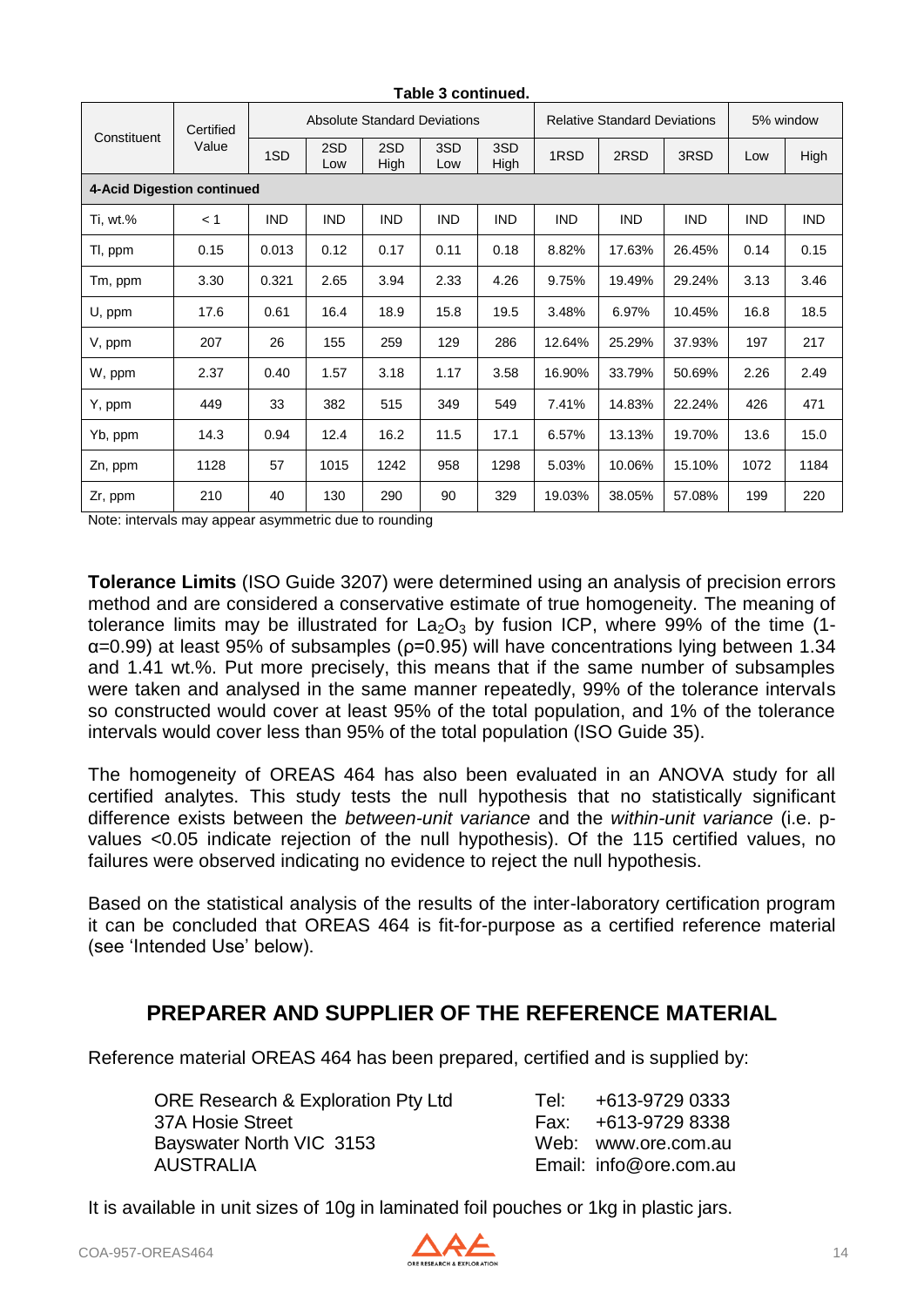**Table 3 continued.**

| Constituent | Certified Value | Absolute Standard Deviations | | | | | Relative Standard Deviations | | | 5% window | |
|---|---|---|---|---|---|---|---|---|---|---|---|
| | | 1SD | 2SD Low | 2SD High | 3SD Low | 3SD High | 1RSD | 2RSD | 3RSD | Low | High |
| **4-Acid Digestion continued** | | | | | | | | | | | |
| Ti, wt.% | < 1 | IND | IND | IND | IND | IND | IND | IND | IND | IND | IND |
| Tl, ppm | 0.15 | 0.013 | 0.12 | 0.17 | 0.11 | 0.18 | 8.82% | 17.63% | 26.45% | 0.14 | 0.15 |
| Tm, ppm | 3.30 | 0.321 | 2.65 | 3.94 | 2.33 | 4.26 | 9.75% | 19.49% | 29.24% | 3.13 | 3.46 |
| U, ppm | 17.6 | 0.61 | 16.4 | 18.9 | 15.8 | 19.5 | 3.48% | 6.97% | 10.45% | 16.8 | 18.5 |
| V, ppm | 207 | 26 | 155 | 259 | 129 | 286 | 12.64% | 25.29% | 37.93% | 197 | 217 |
| W, ppm | 2.37 | 0.40 | 1.57 | 3.18 | 1.17 | 3.58 | 16.90% | 33.79% | 50.69% | 2.26 | 2.49 |
| Y, ppm | 449 | 33 | 382 | 515 | 349 | 549 | 7.41% | 14.83% | 22.24% | 426 | 471 |
| Yb, ppm | 14.3 | 0.94 | 12.4 | 16.2 | 11.5 | 17.1 | 6.57% | 13.13% | 19.70% | 13.6 | 15.0 |
| Zn, ppm | 1128 | 57 | 1015 | 1242 | 958 | 1298 | 5.03% | 10.06% | 15.10% | 1072 | 1184 |
| Zr, ppm | 210 | 40 | 130 | 290 | 90 | 329 | 19.03% | 38.05% | 57.08% | 199 | 220 |

Note: intervals may appear asymmetric due to rounding

**Tolerance Limits** (ISO Guide 3207) were determined using an analysis of precision errors method and are considered a conservative estimate of true homogeneity. The meaning of tolerance limits may be illustrated for $La_2O_3$ by fusion ICP, where 99% of the time ($1-\alpha=0.99$) at least 95% of subsamples ($\rho=0.95$) will have concentrations lying between 1.34 and 1.41 wt.%. Put more precisely, this means that if the same number of subsamples were taken and analysed in the same manner repeatedly, 99% of the tolerance intervals so constructed would cover at least 95% of the total population, and 1% of the tolerance intervals would cover less than 95% of the total population (ISO Guide 35).

The homogeneity of OREAS 464 has also been evaluated in an ANOVA study for all certified analytes. This study tests the null hypothesis that no statistically significant difference exists between the *between-unit variance* and the *within-unit variance* (i.e. p-values <0.05 indicate rejection of the null hypothesis). Of the 115 certified values, no failures were observed indicating no evidence to reject the null hypothesis.

Based on the statistical analysis of the results of the inter-laboratory certification program it can be concluded that OREAS 464 is fit-for-purpose as a certified reference material (see 'Intended Use' below).

## PREPARER AND SUPPLIER OF THE REFERENCE MATERIAL

Reference material OREAS 464 has been prepared, certified and is supplied by:

ORE Research & Exploration Pty Ltd
37A Hosie Street
Bayswater North VIC 3153
AUSTRALIA

Tel: +613-9729 0333
Fax: +613-9729 8338
Web: www.ore.com.au
Email: info@ore.com.au

It is available in unit sizes of 10g in laminated foil pouches or 1kg in plastic jars.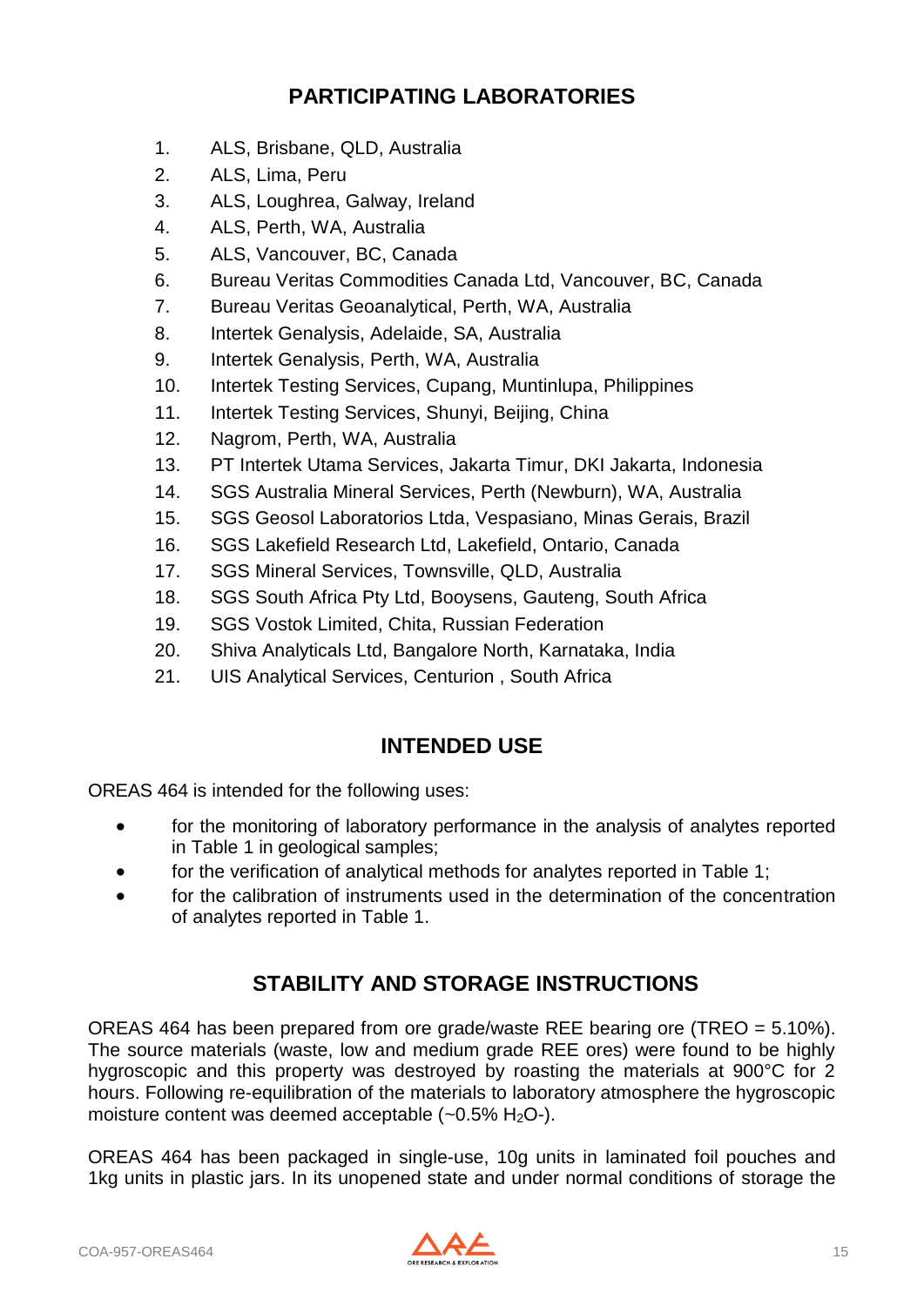## PARTICIPATING LABORATORIES

1. ALS, Brisbane, QLD, Australia
2. ALS, Lima, Peru
3. ALS, Loughrea, Galway, Ireland
4. ALS, Perth, WA, Australia
5. ALS, Vancouver, BC, Canada
6. Bureau Veritas Commodities Canada Ltd, Vancouver, BC, Canada
7. Bureau Veritas Geoanalytical, Perth, WA, Australia
8. Intertek Genalysis, Adelaide, SA, Australia
9. Intertek Genalysis, Perth, WA, Australia
10. Intertek Testing Services, Cupang, Muntinlupa, Philippines
11. Intertek Testing Services, Shunyi, Beijing, China
12. Nagrom, Perth, WA, Australia
13. PT Intertek Utama Services, Jakarta Timur, DKI Jakarta, Indonesia
14. SGS Australia Mineral Services, Perth (Newburn), WA, Australia
15. SGS Geosol Laboratorios Ltda, Vespasiano, Minas Gerais, Brazil
16. SGS Lakefield Research Ltd, Lakefield, Ontario, Canada
17. SGS Mineral Services, Townsville, QLD, Australia
18. SGS South Africa Pty Ltd, Booysens, Gauteng, South Africa
19. SGS Vostok Limited, Chita, Russian Federation
20. Shiva Analyticals Ltd, Bangalore North, Karnataka, India
21. UIS Analytical Services, Centurion , South Africa

## INTENDED USE

OREAS 464 is intended for the following uses:

- for the monitoring of laboratory performance in the analysis of analytes reported in Table 1 in geological samples;
- for the verification of analytical methods for analytes reported in Table 1;
- for the calibration of instruments used in the determination of the concentration of analytes reported in Table 1.

## STABILITY AND STORAGE INSTRUCTIONS

OREAS 464 has been prepared from ore grade/waste REE bearing ore (TREO = 5.10%). The source materials (waste, low and medium grade REE ores) were found to be highly hygroscopic and this property was destroyed by roasting the materials at 900°C for 2 hours. Following re-equilibration of the materials to laboratory atmosphere the hygroscopic moisture content was deemed acceptable (~0.5% $H_2O$-).

OREAS 464 has been packaged in single-use, 10g units in laminated foil pouches and 1kg units in plastic jars. In its unopened state and under normal conditions of storage the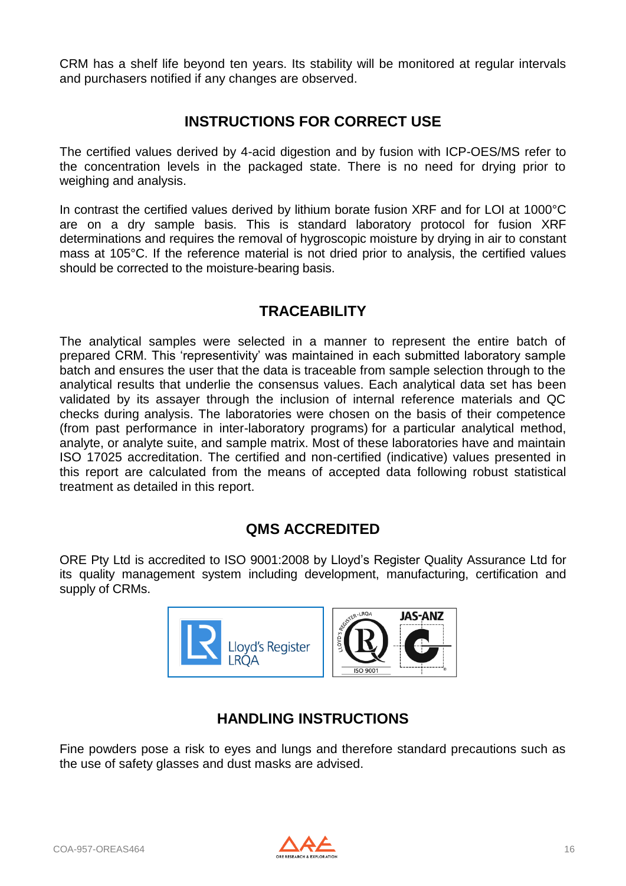CRM has a shelf life beyond ten years. Its stability will be monitored at regular intervals and purchasers notified if any changes are observed.

## INSTRUCTIONS FOR CORRECT USE

The certified values derived by 4-acid digestion and by fusion with ICP-OES/MS refer to the concentration levels in the packaged state. There is no need for drying prior to weighing and analysis.

In contrast the certified values derived by lithium borate fusion XRF and for LOI at 1000°C are on a dry sample basis. This is standard laboratory protocol for fusion XRF determinations and requires the removal of hygroscopic moisture by drying in air to constant mass at 105°C. If the reference material is not dried prior to analysis, the certified values should be corrected to the moisture-bearing basis.

## TRACEABILITY

The analytical samples were selected in a manner to represent the entire batch of prepared CRM. This 'representivity' was maintained in each submitted laboratory sample batch and ensures the user that the data is traceable from sample selection through to the analytical results that underlie the consensus values. Each analytical data set has been validated by its assayer through the inclusion of internal reference materials and QC checks during analysis. The laboratories were chosen on the basis of their competence (from past performance in inter-laboratory programs) for a particular analytical method, analyte, or analyte suite, and sample matrix. Most of these laboratories have and maintain ISO 17025 accreditation. The certified and non-certified (indicative) values presented in this report are calculated from the means of accepted data following robust statistical treatment as detailed in this report.

## QMS ACCREDITED

ORE Pty Ltd is accredited to ISO 9001:2008 by Lloyd's Register Quality Assurance Ltd for its quality management system including development, manufacturing, certification and supply of CRMs.

## HANDLING INSTRUCTIONS

Fine powders pose a risk to eyes and lungs and therefore standard precautions such as the use of safety glasses and dust masks are advised.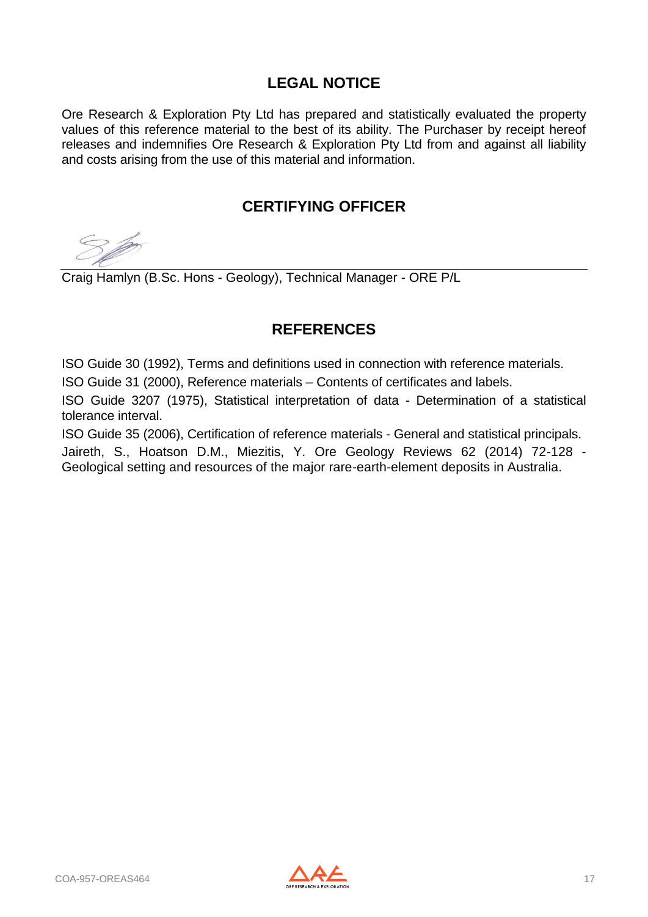## LEGAL NOTICE

Ore Research & Exploration Pty Ltd has prepared and statistically evaluated the property values of this reference material to the best of its ability. The Purchaser by receipt hereof releases and indemnifies Ore Research & Exploration Pty Ltd from and against all liability and costs arising from the use of this material and information.

## CERTIFYING OFFICER

Craig Hamlyn (B.Sc. Hons - Geology), Technical Manager - ORE P/L

## REFERENCES

ISO Guide 30 (1992), Terms and definitions used in connection with reference materials.

ISO Guide 31 (2000), Reference materials – Contents of certificates and labels.

ISO Guide 3207 (1975), Statistical interpretation of data - Determination of a statistical tolerance interval.

ISO Guide 35 (2006), Certification of reference materials - General and statistical principals.

Jaireth, S., Hoatson D.M., Miezitis, Y. Ore Geology Reviews 62 (2014) 72-128 - Geological setting and resources of the major rare-earth-element deposits in Australia.